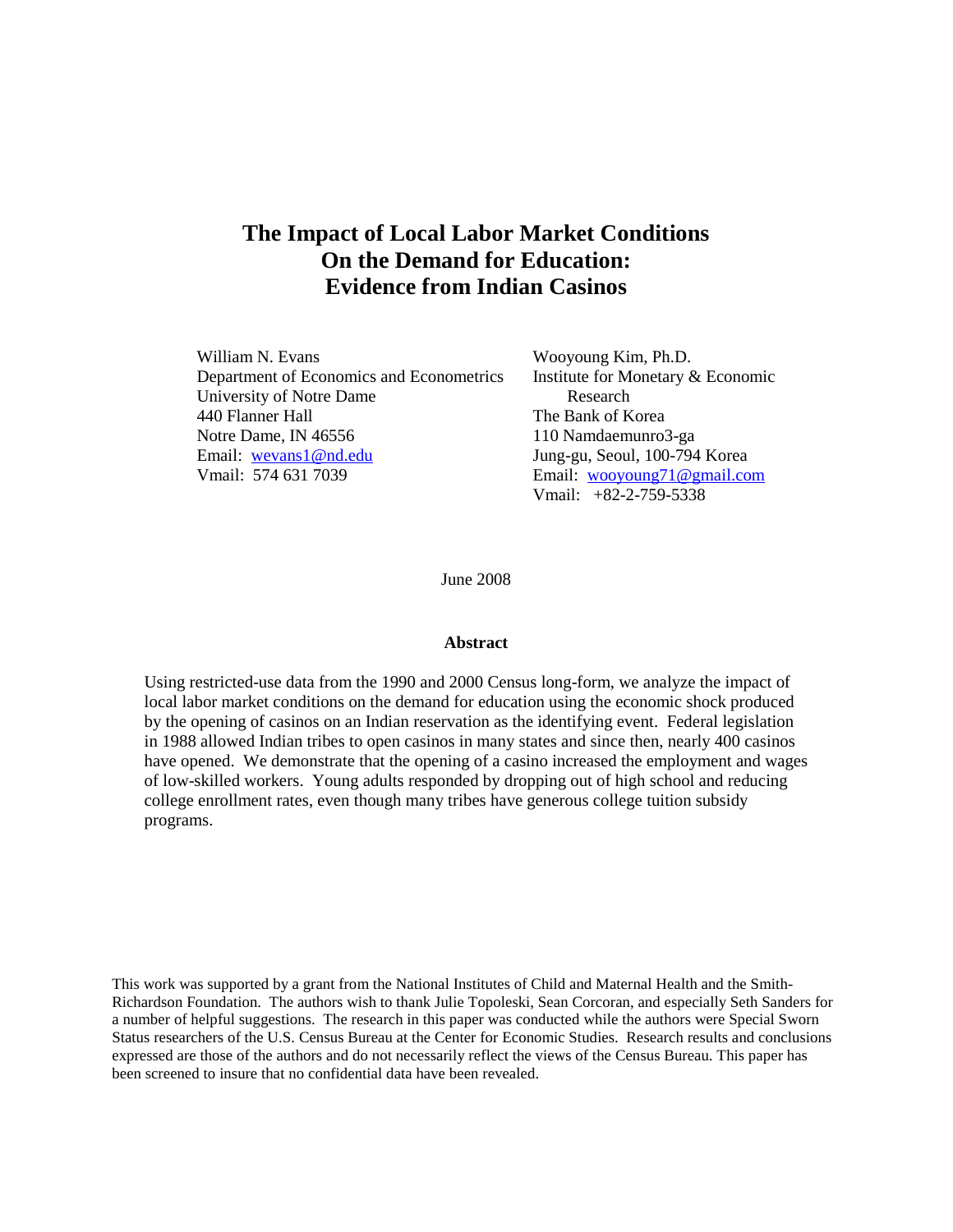# The Impact of Local Labor Market Conditions On the Demand for Education: Evidence from Indian Casinos

William N. Evans
Department of Economics and Econometrics
University of Notre Dame
440 Flanner Hall
Notre Dame, IN 46556
Email: wevans1@nd.edu
Vmail: 574 631 7039

Wooyoung Kim, Ph.D.
Institute for Monetary & Economic Research
The Bank of Korea
110 Namdaemunro3-ga
Jung-gu, Seoul, 100-794 Korea
Email: wooyoung71@gmail.com
Vmail: +82-2-759-5338

June 2008

**Abstract**

Using restricted-use data from the 1990 and 2000 Census long-form, we analyze the impact of local labor market conditions on the demand for education using the economic shock produced by the opening of casinos on an Indian reservation as the identifying event. Federal legislation in 1988 allowed Indian tribes to open casinos in many states and since then, nearly 400 casinos have opened. We demonstrate that the opening of a casino increased the employment and wages of low-skilled workers. Young adults responded by dropping out of high school and reducing college enrollment rates, even though many tribes have generous college tuition subsidy programs.

This work was supported by a grant from the National Institutes of Child and Maternal Health and the Smith-Richardson Foundation. The authors wish to thank Julie Topoleski, Sean Corcoran, and especially Seth Sanders for a number of helpful suggestions. The research in this paper was conducted while the authors were Special Sworn Status researchers of the U.S. Census Bureau at the Center for Economic Studies. Research results and conclusions expressed are those of the authors and do not necessarily reflect the views of the Census Bureau. This paper has been screened to insure that no confidential data have been revealed.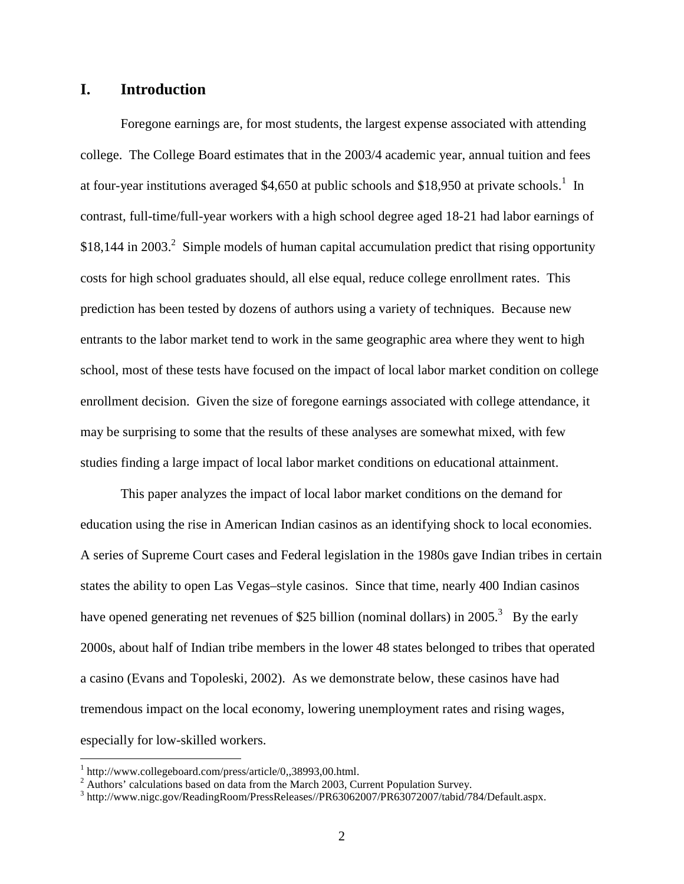# I. Introduction

Foregone earnings are, for most students, the largest expense associated with attending college. The College Board estimates that in the 2003/4 academic year, annual tuition and fees at four-year institutions averaged \$4,650 at public schools and \$18,950 at private schools.[1] In contrast, full-time/full-year workers with a high school degree aged 18-21 had labor earnings of \$18,144 in 2003.[2] Simple models of human capital accumulation predict that rising opportunity costs for high school graduates should, all else equal, reduce college enrollment rates. This prediction has been tested by dozens of authors using a variety of techniques. Because new entrants to the labor market tend to work in the same geographic area where they went to high school, most of these tests have focused on the impact of local labor market condition on college enrollment decision. Given the size of foregone earnings associated with college attendance, it may be surprising to some that the results of these analyses are somewhat mixed, with few studies finding a large impact of local labor market conditions on educational attainment.

This paper analyzes the impact of local labor market conditions on the demand for education using the rise in American Indian casinos as an identifying shock to local economies. A series of Supreme Court cases and Federal legislation in the 1980s gave Indian tribes in certain states the ability to open Las Vegas–style casinos. Since that time, nearly 400 Indian casinos have opened generating net revenues of \$25 billion (nominal dollars) in 2005.[3] By the early 2000s, about half of Indian tribe members in the lower 48 states belonged to tribes that operated a casino (Evans and Topoleski, 2002). As we demonstrate below, these casinos have had tremendous impact on the local economy, lowering unemployment rates and rising wages, especially for low-skilled workers.

---

[1] http://www.collegeboard.com/press/article/0,,38993,00.html.

[2] Authors' calculations based on data from the March 2003, Current Population Survey.

[3] http://www.nigc.gov/ReadingRoom/PressReleases//PR63062007/PR63072007/tabid/784/Default.aspx.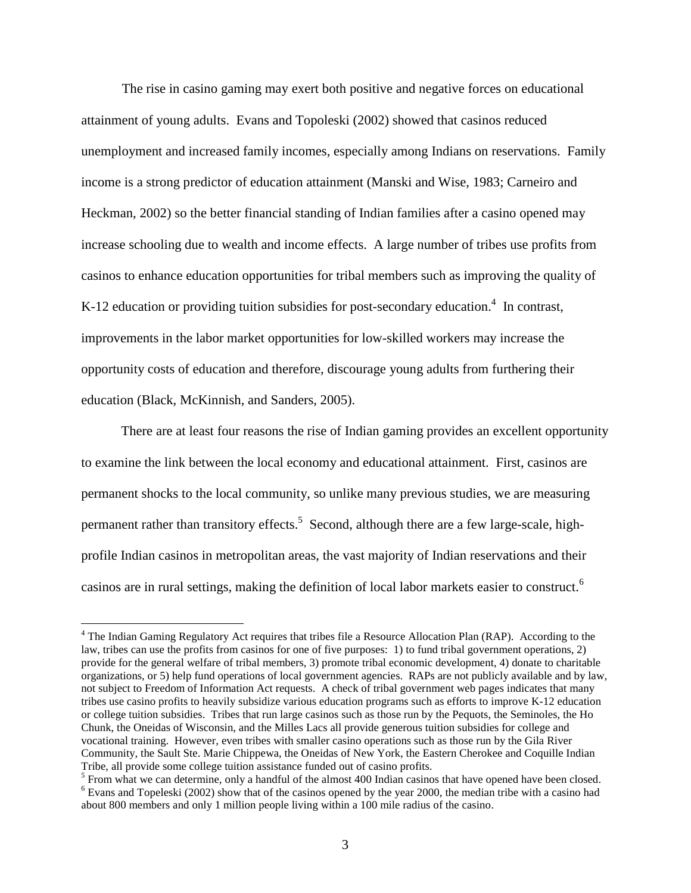The rise in casino gaming may exert both positive and negative forces on educational attainment of young adults. Evans and Topoleski (2002) showed that casinos reduced unemployment and increased family incomes, especially among Indians on reservations. Family income is a strong predictor of education attainment (Manski and Wise, 1983; Carneiro and Heckman, 2002) so the better financial standing of Indian families after a casino opened may increase schooling due to wealth and income effects. A large number of tribes use profits from casinos to enhance education opportunities for tribal members such as improving the quality of K-12 education or providing tuition subsidies for post-secondary education.[4] In contrast, improvements in the labor market opportunities for low-skilled workers may increase the opportunity costs of education and therefore, discourage young adults from furthering their education (Black, McKinnish, and Sanders, 2005).

There are at least four reasons the rise of Indian gaming provides an excellent opportunity to examine the link between the local economy and educational attainment. First, casinos are permanent shocks to the local community, so unlike many previous studies, we are measuring permanent rather than transitory effects.[5] Second, although there are a few large-scale, high-profile Indian casinos in metropolitan areas, the vast majority of Indian reservations and their casinos are in rural settings, making the definition of local labor markets easier to construct.[6]

---

[4] The Indian Gaming Regulatory Act requires that tribes file a Resource Allocation Plan (RAP). According to the law, tribes can use the profits from casinos for one of five purposes: 1) to fund tribal government operations, 2) provide for the general welfare of tribal members, 3) promote tribal economic development, 4) donate to charitable organizations, or 5) help fund operations of local government agencies. RAPs are not publicly available and by law, not subject to Freedom of Information Act requests. A check of tribal government web pages indicates that many tribes use casino profits to heavily subsidize various education programs such as efforts to improve K-12 education or college tuition subsidies. Tribes that run large casinos such as those run by the Pequots, the Seminoles, the Ho Chunk, the Oneidas of Wisconsin, and the Milles Lacs all provide generous tuition subsidies for college and vocational training. However, even tribes with smaller casino operations such as those run by the Gila River Community, the Sault Ste. Marie Chippewa, the Oneidas of New York, the Eastern Cherokee and Coquille Indian Tribe, all provide some college tuition assistance funded out of casino profits.

[5] From what we can determine, only a handful of the almost 400 Indian casinos that have opened have been closed.

[6] Evans and Topeleski (2002) show that of the casinos opened by the year 2000, the median tribe with a casino had about 800 members and only 1 million people living within a 100 mile radius of the casino.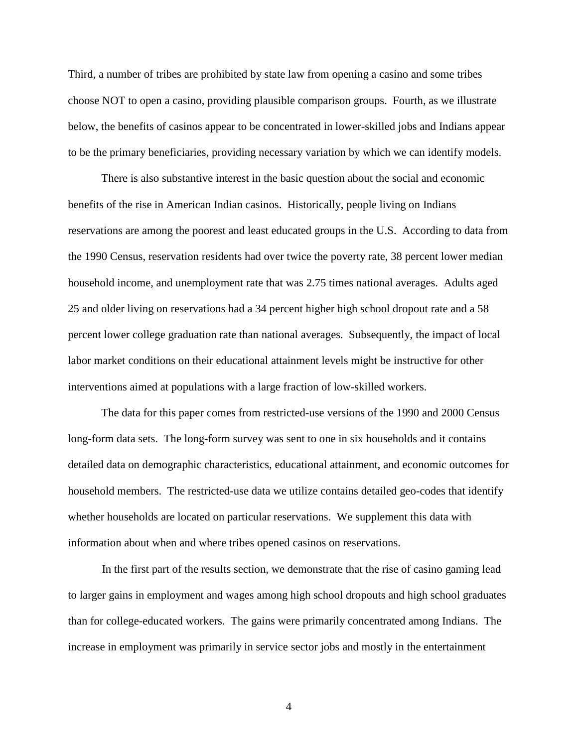Third, a number of tribes are prohibited by state law from opening a casino and some tribes choose NOT to open a casino, providing plausible comparison groups. Fourth, as we illustrate below, the benefits of casinos appear to be concentrated in lower-skilled jobs and Indians appear to be the primary beneficiaries, providing necessary variation by which we can identify models.

There is also substantive interest in the basic question about the social and economic benefits of the rise in American Indian casinos. Historically, people living on Indians reservations are among the poorest and least educated groups in the U.S. According to data from the 1990 Census, reservation residents had over twice the poverty rate, 38 percent lower median household income, and unemployment rate that was 2.75 times national averages. Adults aged 25 and older living on reservations had a 34 percent higher high school dropout rate and a 58 percent lower college graduation rate than national averages. Subsequently, the impact of local labor market conditions on their educational attainment levels might be instructive for other interventions aimed at populations with a large fraction of low-skilled workers.

The data for this paper comes from restricted-use versions of the 1990 and 2000 Census long-form data sets. The long-form survey was sent to one in six households and it contains detailed data on demographic characteristics, educational attainment, and economic outcomes for household members. The restricted-use data we utilize contains detailed geo-codes that identify whether households are located on particular reservations. We supplement this data with information about when and where tribes opened casinos on reservations.

In the first part of the results section, we demonstrate that the rise of casino gaming lead to larger gains in employment and wages among high school dropouts and high school graduates than for college-educated workers. The gains were primarily concentrated among Indians. The increase in employment was primarily in service sector jobs and mostly in the entertainment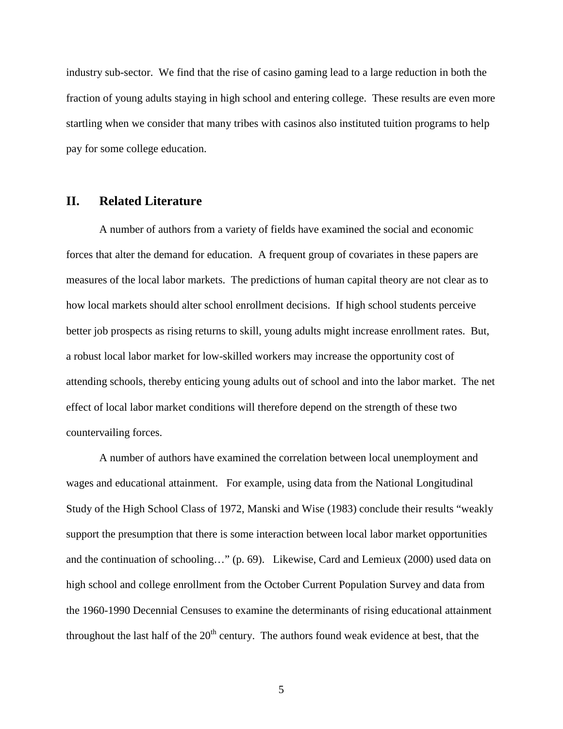industry sub-sector. We find that the rise of casino gaming lead to a large reduction in both the fraction of young adults staying in high school and entering college. These results are even more startling when we consider that many tribes with casinos also instituted tuition programs to help pay for some college education.

## II. Related Literature

A number of authors from a variety of fields have examined the social and economic forces that alter the demand for education. A frequent group of covariates in these papers are measures of the local labor markets. The predictions of human capital theory are not clear as to how local markets should alter school enrollment decisions. If high school students perceive better job prospects as rising returns to skill, young adults might increase enrollment rates. But, a robust local labor market for low-skilled workers may increase the opportunity cost of attending schools, thereby enticing young adults out of school and into the labor market. The net effect of local labor market conditions will therefore depend on the strength of these two countervailing forces.

A number of authors have examined the correlation between local unemployment and wages and educational attainment. For example, using data from the National Longitudinal Study of the High School Class of 1972, Manski and Wise (1983) conclude their results "weakly support the presumption that there is some interaction between local labor market opportunities and the continuation of schooling…" (p. 69). Likewise, Card and Lemieux (2000) used data on high school and college enrollment from the October Current Population Survey and data from the 1960-1990 Decennial Censuses to examine the determinants of rising educational attainment throughout the last half of the 20th century. The authors found weak evidence at best, that the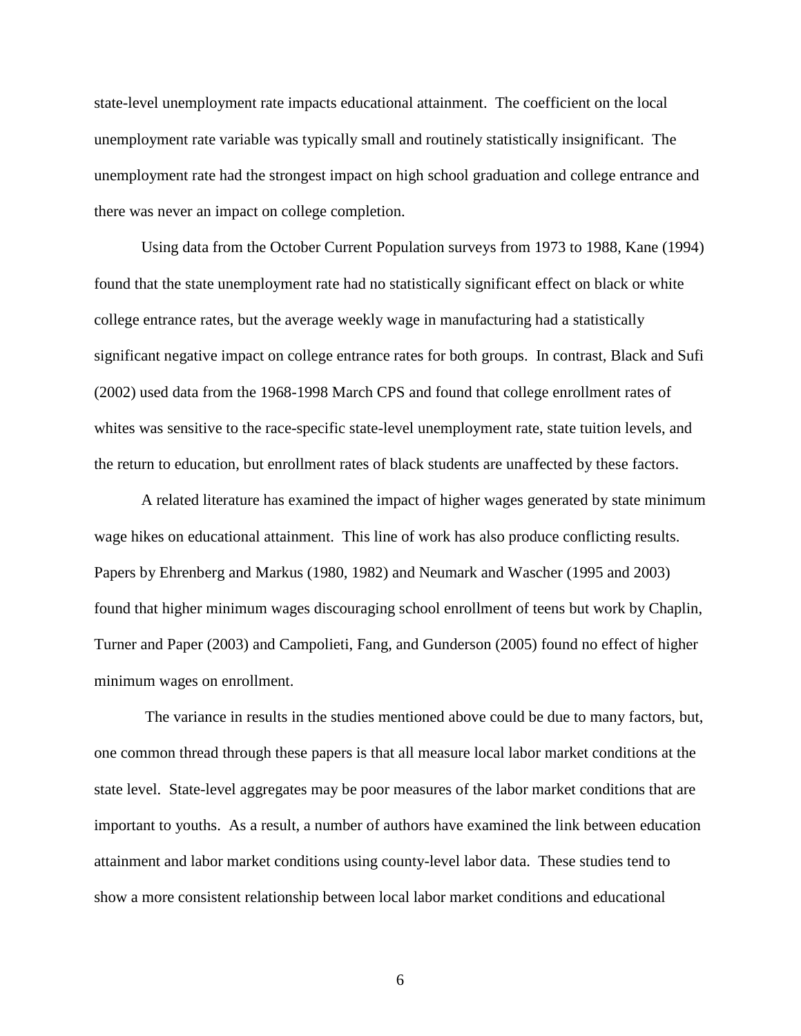state-level unemployment rate impacts educational attainment. The coefficient on the local unemployment rate variable was typically small and routinely statistically insignificant. The unemployment rate had the strongest impact on high school graduation and college entrance and there was never an impact on college completion.

Using data from the October Current Population surveys from 1973 to 1988, Kane (1994) found that the state unemployment rate had no statistically significant effect on black or white college entrance rates, but the average weekly wage in manufacturing had a statistically significant negative impact on college entrance rates for both groups. In contrast, Black and Sufi (2002) used data from the 1968-1998 March CPS and found that college enrollment rates of whites was sensitive to the race-specific state-level unemployment rate, state tuition levels, and the return to education, but enrollment rates of black students are unaffected by these factors.

A related literature has examined the impact of higher wages generated by state minimum wage hikes on educational attainment. This line of work has also produce conflicting results. Papers by Ehrenberg and Markus (1980, 1982) and Neumark and Wascher (1995 and 2003) found that higher minimum wages discouraging school enrollment of teens but work by Chaplin, Turner and Paper (2003) and Campolieti, Fang, and Gunderson (2005) found no effect of higher minimum wages on enrollment.

The variance in results in the studies mentioned above could be due to many factors, but, one common thread through these papers is that all measure local labor market conditions at the state level. State-level aggregates may be poor measures of the labor market conditions that are important to youths. As a result, a number of authors have examined the link between education attainment and labor market conditions using county-level labor data. These studies tend to show a more consistent relationship between local labor market conditions and educational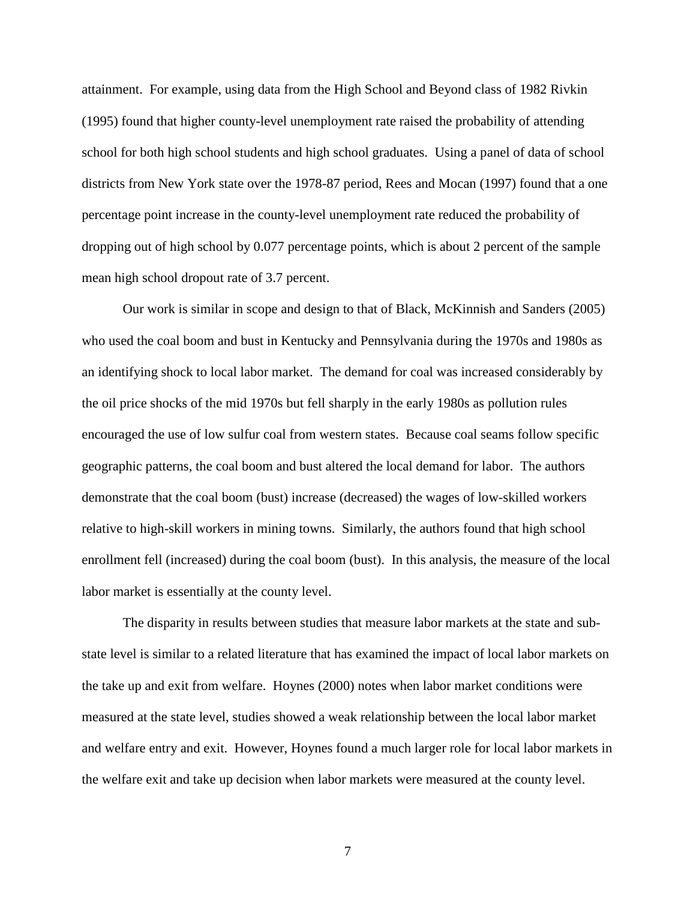attainment. For example, using data from the High School and Beyond class of 1982 Rivkin (1995) found that higher county-level unemployment rate raised the probability of attending school for both high school students and high school graduates. Using a panel of data of school districts from New York state over the 1978-87 period, Rees and Mocan (1997) found that a one percentage point increase in the county-level unemployment rate reduced the probability of dropping out of high school by 0.077 percentage points, which is about 2 percent of the sample mean high school dropout rate of 3.7 percent.

Our work is similar in scope and design to that of Black, McKinnish and Sanders (2005) who used the coal boom and bust in Kentucky and Pennsylvania during the 1970s and 1980s as an identifying shock to local labor market. The demand for coal was increased considerably by the oil price shocks of the mid 1970s but fell sharply in the early 1980s as pollution rules encouraged the use of low sulfur coal from western states. Because coal seams follow specific geographic patterns, the coal boom and bust altered the local demand for labor. The authors demonstrate that the coal boom (bust) increase (decreased) the wages of low-skilled workers relative to high-skill workers in mining towns. Similarly, the authors found that high school enrollment fell (increased) during the coal boom (bust). In this analysis, the measure of the local labor market is essentially at the county level.

The disparity in results between studies that measure labor markets at the state and sub-state level is similar to a related literature that has examined the impact of local labor markets on the take up and exit from welfare. Hoynes (2000) notes when labor market conditions were measured at the state level, studies showed a weak relationship between the local labor market and welfare entry and exit. However, Hoynes found a much larger role for local labor markets in the welfare exit and take up decision when labor markets were measured at the county level.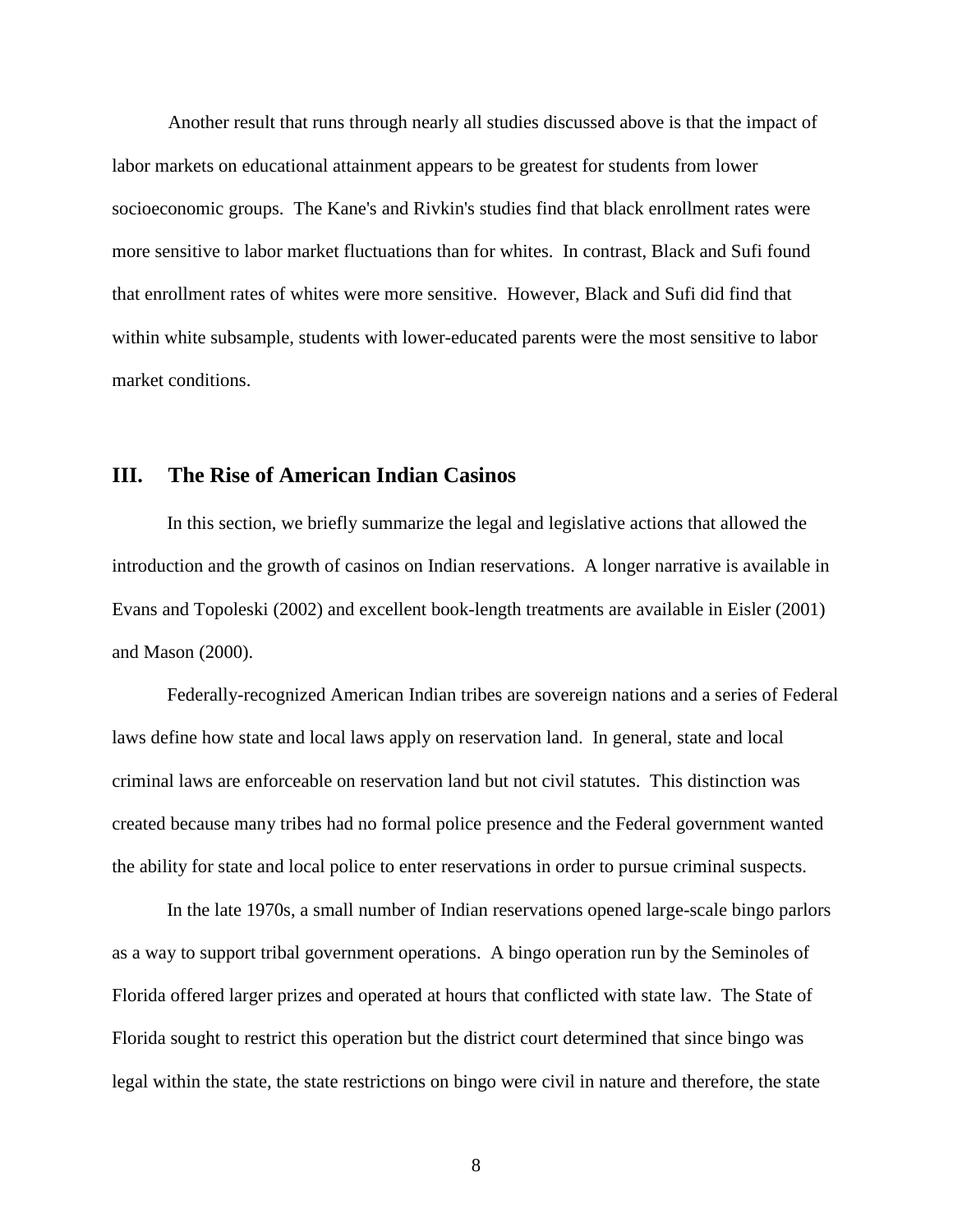Another result that runs through nearly all studies discussed above is that the impact of labor markets on educational attainment appears to be greatest for students from lower socioeconomic groups. The Kane's and Rivkin's studies find that black enrollment rates were more sensitive to labor market fluctuations than for whites. In contrast, Black and Sufi found that enrollment rates of whites were more sensitive. However, Black and Sufi did find that within white subsample, students with lower-educated parents were the most sensitive to labor market conditions.

## III. The Rise of American Indian Casinos

In this section, we briefly summarize the legal and legislative actions that allowed the introduction and the growth of casinos on Indian reservations. A longer narrative is available in Evans and Topoleski (2002) and excellent book-length treatments are available in Eisler (2001) and Mason (2000).

Federally-recognized American Indian tribes are sovereign nations and a series of Federal laws define how state and local laws apply on reservation land. In general, state and local criminal laws are enforceable on reservation land but not civil statutes. This distinction was created because many tribes had no formal police presence and the Federal government wanted the ability for state and local police to enter reservations in order to pursue criminal suspects.

In the late 1970s, a small number of Indian reservations opened large-scale bingo parlors as a way to support tribal government operations. A bingo operation run by the Seminoles of Florida offered larger prizes and operated at hours that conflicted with state law. The State of Florida sought to restrict this operation but the district court determined that since bingo was legal within the state, the state restrictions on bingo were civil in nature and therefore, the state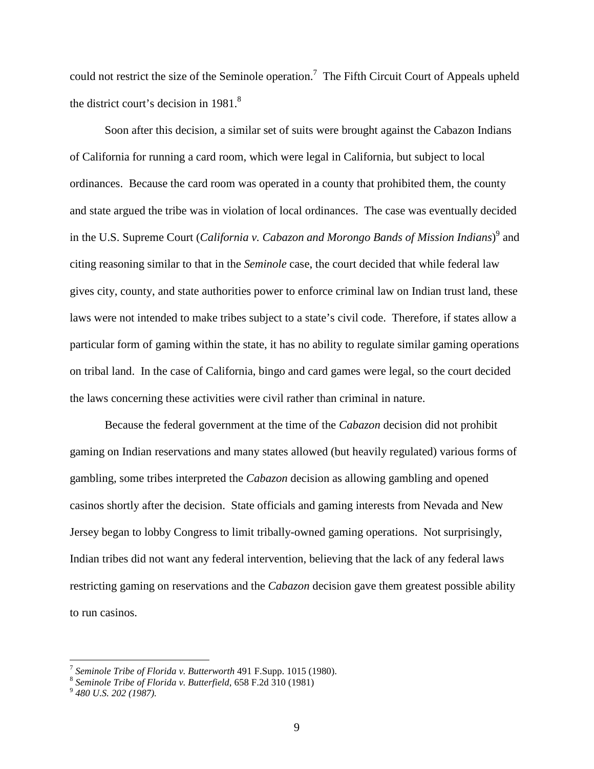could not restrict the size of the Seminole operation.[7] The Fifth Circuit Court of Appeals upheld the district court's decision in 1981.[8]

Soon after this decision, a similar set of suits were brought against the Cabazon Indians of California for running a card room, which were legal in California, but subject to local ordinances. Because the card room was operated in a county that prohibited them, the county and state argued the tribe was in violation of local ordinances. The case was eventually decided in the U.S. Supreme Court (*California v. Cabazon and Morongo Bands of Mission Indians*)[9] and citing reasoning similar to that in the *Seminole* case, the court decided that while federal law gives city, county, and state authorities power to enforce criminal law on Indian trust land, these laws were not intended to make tribes subject to a state's civil code. Therefore, if states allow a particular form of gaming within the state, it has no ability to regulate similar gaming operations on tribal land. In the case of California, bingo and card games were legal, so the court decided the laws concerning these activities were civil rather than criminal in nature.

Because the federal government at the time of the *Cabazon* decision did not prohibit gaming on Indian reservations and many states allowed (but heavily regulated) various forms of gambling, some tribes interpreted the *Cabazon* decision as allowing gambling and opened casinos shortly after the decision. State officials and gaming interests from Nevada and New Jersey began to lobby Congress to limit tribally-owned gaming operations. Not surprisingly, Indian tribes did not want any federal intervention, believing that the lack of any federal laws restricting gaming on reservations and the *Cabazon* decision gave them greatest possible ability to run casinos.

---

[7] *Seminole Tribe of Florida v. Butterworth* 491 F.Supp. 1015 (1980).

[8] *Seminole Tribe of Florida v. Butterfield*, 658 F.2d 310 (1981)

[9] *480 U.S. 202 (1987).*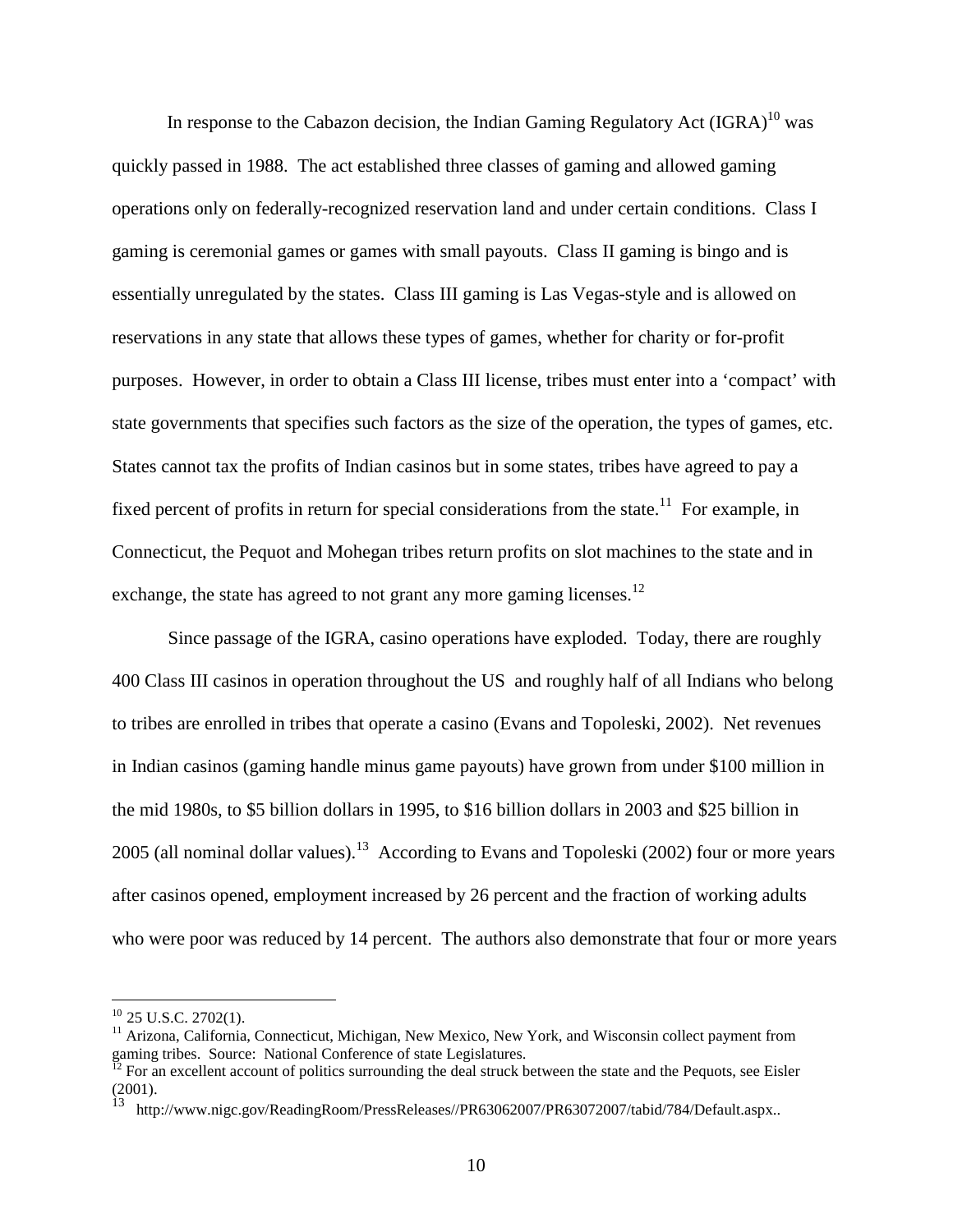In response to the Cabazon decision, the Indian Gaming Regulatory Act (IGRA)[10] was quickly passed in 1988. The act established three classes of gaming and allowed gaming operations only on federally-recognized reservation land and under certain conditions. Class I gaming is ceremonial games or games with small payouts. Class II gaming is bingo and is essentially unregulated by the states. Class III gaming is Las Vegas-style and is allowed on reservations in any state that allows these types of games, whether for charity or for-profit purposes. However, in order to obtain a Class III license, tribes must enter into a 'compact' with state governments that specifies such factors as the size of the operation, the types of games, etc. States cannot tax the profits of Indian casinos but in some states, tribes have agreed to pay a fixed percent of profits in return for special considerations from the state.[11] For example, in Connecticut, the Pequot and Mohegan tribes return profits on slot machines to the state and in exchange, the state has agreed to not grant any more gaming licenses.[12]

Since passage of the IGRA, casino operations have exploded. Today, there are roughly 400 Class III casinos in operation throughout the US and roughly half of all Indians who belong to tribes are enrolled in tribes that operate a casino (Evans and Topoleski, 2002). Net revenues in Indian casinos (gaming handle minus game payouts) have grown from under $100 million in the mid 1980s, to $5 billion dollars in 1995, to $16 billion dollars in 2003 and $25 billion in 2005 (all nominal dollar values).[13] According to Evans and Topoleski (2002) four or more years after casinos opened, employment increased by 26 percent and the fraction of working adults who were poor was reduced by 14 percent. The authors also demonstrate that four or more years

---

[10] 25 U.S.C. 2702(1).

[11] Arizona, California, Connecticut, Michigan, New Mexico, New York, and Wisconsin collect payment from gaming tribes. Source: National Conference of state Legislatures.

[12] For an excellent account of politics surrounding the deal struck between the state and the Pequots, see Eisler (2001).

[13] http://www.nigc.gov/ReadingRoom/PressReleases//PR63062007/PR63072007/tabid/784/Default.aspx..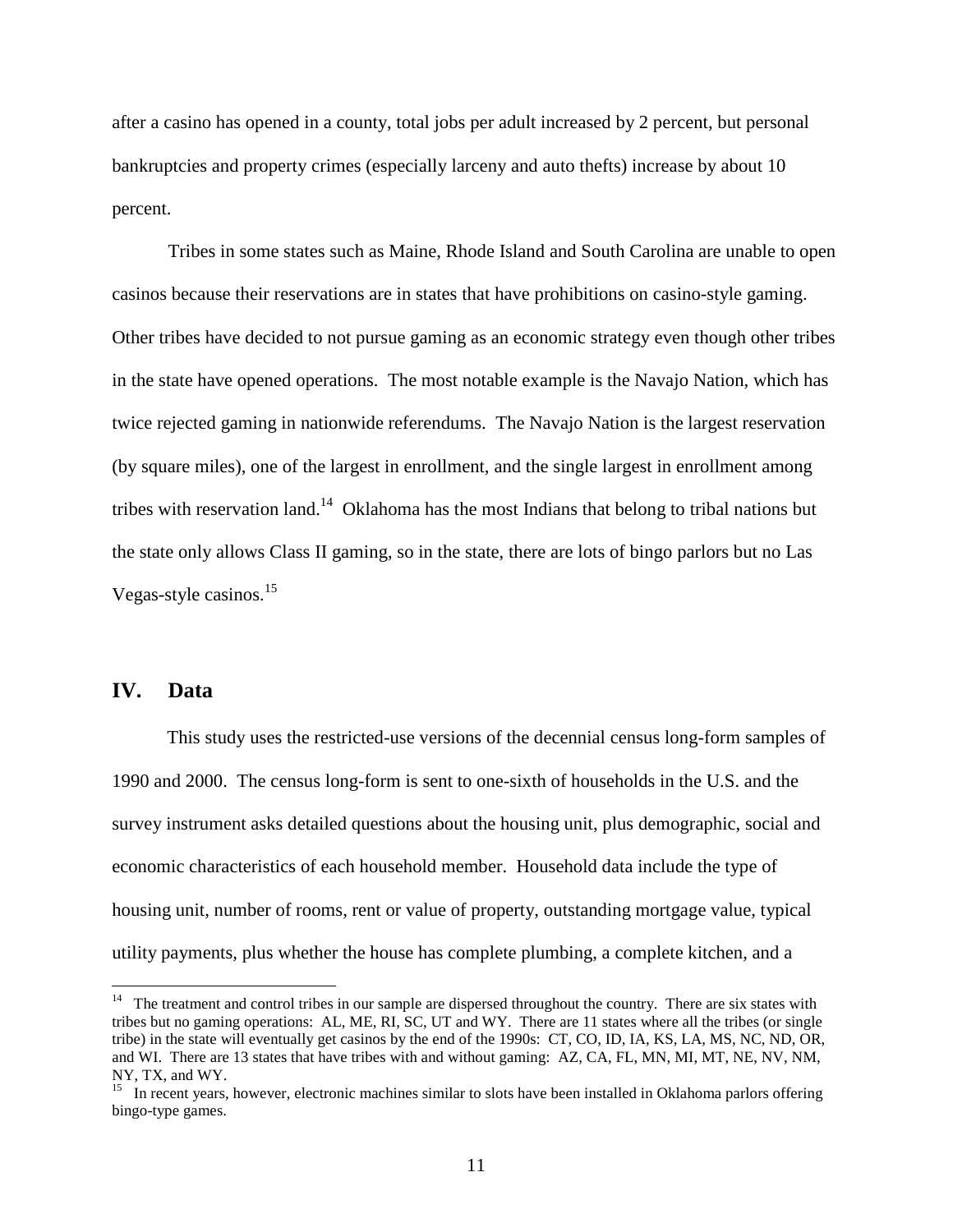after a casino has opened in a county, total jobs per adult increased by 2 percent, but personal bankruptcies and property crimes (especially larceny and auto thefts) increase by about 10 percent.

Tribes in some states such as Maine, Rhode Island and South Carolina are unable to open casinos because their reservations are in states that have prohibitions on casino-style gaming. Other tribes have decided to not pursue gaming as an economic strategy even though other tribes in the state have opened operations. The most notable example is the Navajo Nation, which has twice rejected gaming in nationwide referendums. The Navajo Nation is the largest reservation (by square miles), one of the largest in enrollment, and the single largest in enrollment among tribes with reservation land.[14] Oklahoma has the most Indians that belong to tribal nations but the state only allows Class II gaming, so in the state, there are lots of bingo parlors but no Las Vegas-style casinos.[15]

## IV. Data

This study uses the restricted-use versions of the decennial census long-form samples of 1990 and 2000. The census long-form is sent to one-sixth of households in the U.S. and the survey instrument asks detailed questions about the housing unit, plus demographic, social and economic characteristics of each household member. Household data include the type of housing unit, number of rooms, rent or value of property, outstanding mortgage value, typical utility payments, plus whether the house has complete plumbing, a complete kitchen, and a

---

[14] The treatment and control tribes in our sample are dispersed throughout the country. There are six states with tribes but no gaming operations: AL, ME, RI, SC, UT and WY. There are 11 states where all the tribes (or single tribe) in the state will eventually get casinos by the end of the 1990s: CT, CO, ID, IA, KS, LA, MS, NC, ND, OR, and WI. There are 13 states that have tribes with and without gaming: AZ, CA, FL, MN, MI, MT, NE, NV, NM, NY, TX, and WY.

[15] In recent years, however, electronic machines similar to slots have been installed in Oklahoma parlors offering bingo-type games.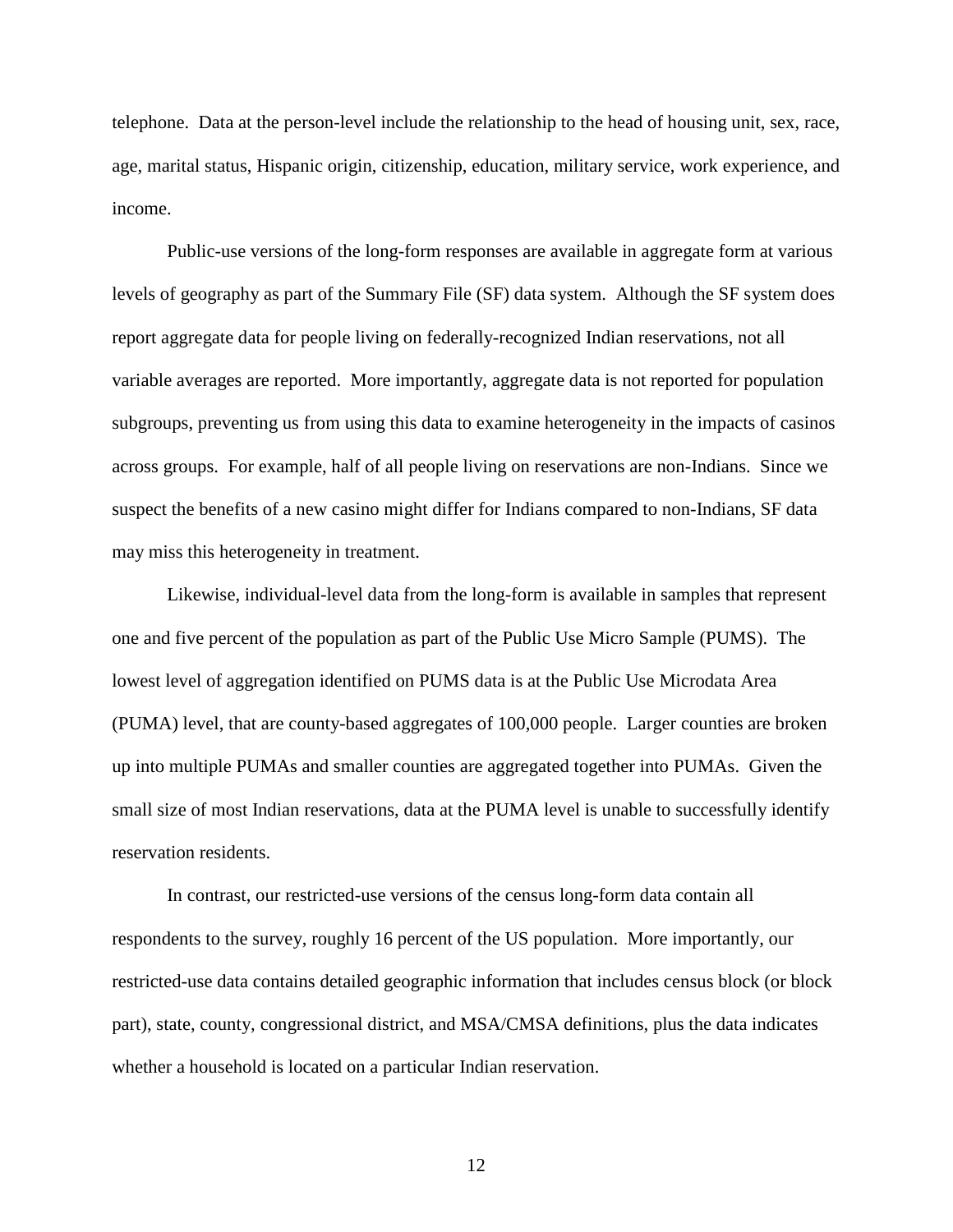telephone. Data at the person-level include the relationship to the head of housing unit, sex, race, age, marital status, Hispanic origin, citizenship, education, military service, work experience, and income.

Public-use versions of the long-form responses are available in aggregate form at various levels of geography as part of the Summary File (SF) data system. Although the SF system does report aggregate data for people living on federally-recognized Indian reservations, not all variable averages are reported. More importantly, aggregate data is not reported for population subgroups, preventing us from using this data to examine heterogeneity in the impacts of casinos across groups. For example, half of all people living on reservations are non-Indians. Since we suspect the benefits of a new casino might differ for Indians compared to non-Indians, SF data may miss this heterogeneity in treatment.

Likewise, individual-level data from the long-form is available in samples that represent one and five percent of the population as part of the Public Use Micro Sample (PUMS). The lowest level of aggregation identified on PUMS data is at the Public Use Microdata Area (PUMA) level, that are county-based aggregates of 100,000 people. Larger counties are broken up into multiple PUMAs and smaller counties are aggregated together into PUMAs. Given the small size of most Indian reservations, data at the PUMA level is unable to successfully identify reservation residents.

In contrast, our restricted-use versions of the census long-form data contain all respondents to the survey, roughly 16 percent of the US population. More importantly, our restricted-use data contains detailed geographic information that includes census block (or block part), state, county, congressional district, and MSA/CMSA definitions, plus the data indicates whether a household is located on a particular Indian reservation.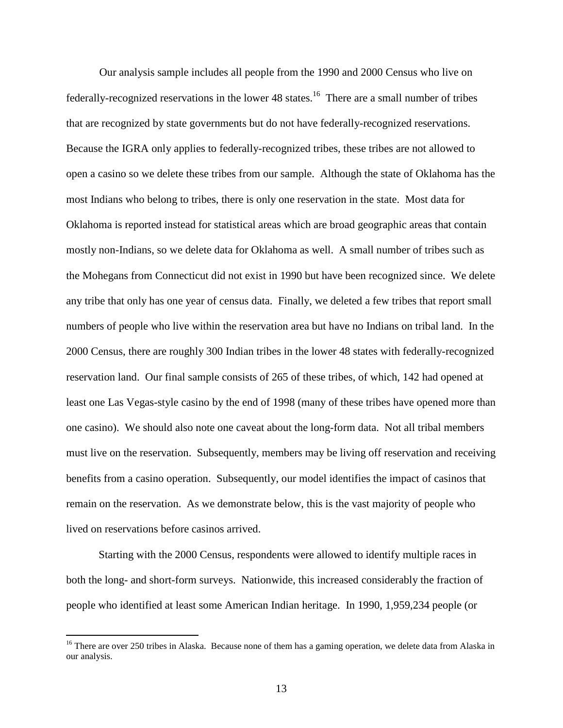Our analysis sample includes all people from the 1990 and 2000 Census who live on federally-recognized reservations in the lower 48 states.[16] There are a small number of tribes that are recognized by state governments but do not have federally-recognized reservations. Because the IGRA only applies to federally-recognized tribes, these tribes are not allowed to open a casino so we delete these tribes from our sample. Although the state of Oklahoma has the most Indians who belong to tribes, there is only one reservation in the state. Most data for Oklahoma is reported instead for statistical areas which are broad geographic areas that contain mostly non-Indians, so we delete data for Oklahoma as well. A small number of tribes such as the Mohegans from Connecticut did not exist in 1990 but have been recognized since. We delete any tribe that only has one year of census data. Finally, we deleted a few tribes that report small numbers of people who live within the reservation area but have no Indians on tribal land. In the 2000 Census, there are roughly 300 Indian tribes in the lower 48 states with federally-recognized reservation land. Our final sample consists of 265 of these tribes, of which, 142 had opened at least one Las Vegas-style casino by the end of 1998 (many of these tribes have opened more than one casino). We should also note one caveat about the long-form data. Not all tribal members must live on the reservation. Subsequently, members may be living off reservation and receiving benefits from a casino operation. Subsequently, our model identifies the impact of casinos that remain on the reservation. As we demonstrate below, this is the vast majority of people who lived on reservations before casinos arrived.

Starting with the 2000 Census, respondents were allowed to identify multiple races in both the long- and short-form surveys. Nationwide, this increased considerably the fraction of people who identified at least some American Indian heritage. In 1990, 1,959,234 people (or

[16] There are over 250 tribes in Alaska. Because none of them has a gaming operation, we delete data from Alaska in our analysis.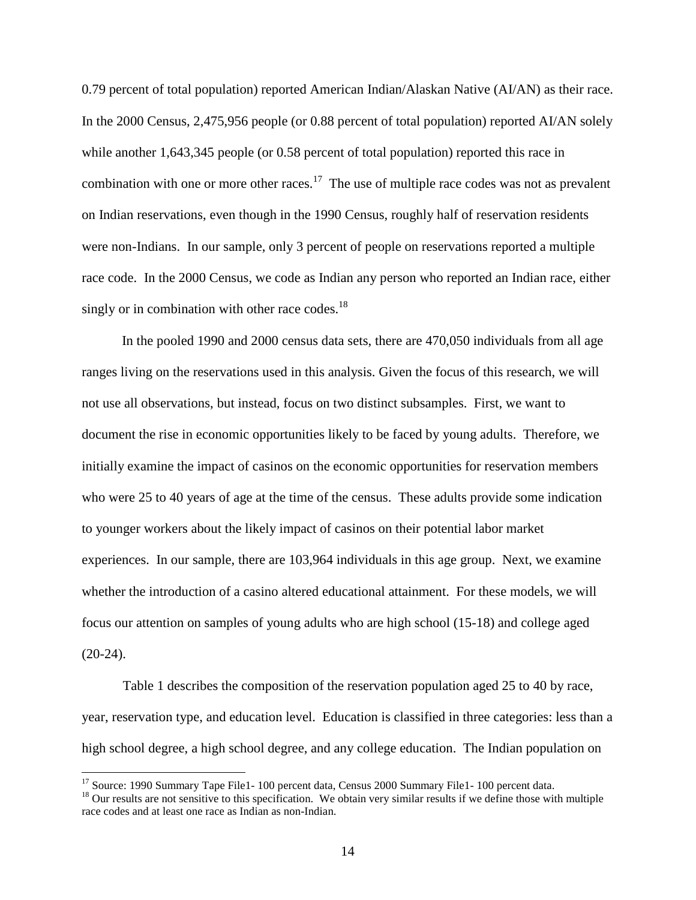0.79 percent of total population) reported American Indian/Alaskan Native (AI/AN) as their race. In the 2000 Census, 2,475,956 people (or 0.88 percent of total population) reported AI/AN solely while another 1,643,345 people (or 0.58 percent of total population) reported this race in combination with one or more other races.[17] The use of multiple race codes was not as prevalent on Indian reservations, even though in the 1990 Census, roughly half of reservation residents were non-Indians. In our sample, only 3 percent of people on reservations reported a multiple race code. In the 2000 Census, we code as Indian any person who reported an Indian race, either singly or in combination with other race codes.[18]

In the pooled 1990 and 2000 census data sets, there are 470,050 individuals from all age ranges living on the reservations used in this analysis. Given the focus of this research, we will not use all observations, but instead, focus on two distinct subsamples. First, we want to document the rise in economic opportunities likely to be faced by young adults. Therefore, we initially examine the impact of casinos on the economic opportunities for reservation members who were 25 to 40 years of age at the time of the census. These adults provide some indication to younger workers about the likely impact of casinos on their potential labor market experiences. In our sample, there are 103,964 individuals in this age group. Next, we examine whether the introduction of a casino altered educational attainment. For these models, we will focus our attention on samples of young adults who are high school (15-18) and college aged (20-24).

Table 1 describes the composition of the reservation population aged 25 to 40 by race, year, reservation type, and education level. Education is classified in three categories: less than a high school degree, a high school degree, and any college education. The Indian population on

---

[17] Source: 1990 Summary Tape File1- 100 percent data, Census 2000 Summary File1- 100 percent data.

[18] Our results are not sensitive to this specification. We obtain very similar results if we define those with multiple race codes and at least one race as Indian as non-Indian.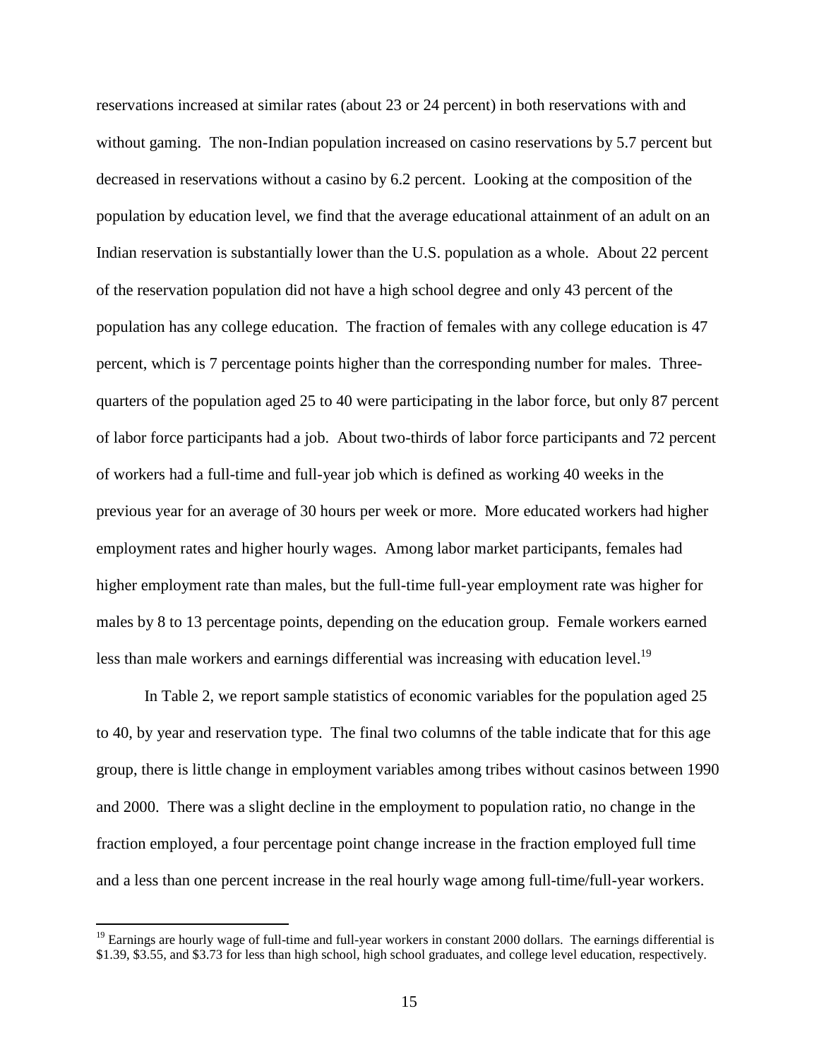reservations increased at similar rates (about 23 or 24 percent) in both reservations with and without gaming. The non-Indian population increased on casino reservations by 5.7 percent but decreased in reservations without a casino by 6.2 percent. Looking at the composition of the population by education level, we find that the average educational attainment of an adult on an Indian reservation is substantially lower than the U.S. population as a whole. About 22 percent of the reservation population did not have a high school degree and only 43 percent of the population has any college education. The fraction of females with any college education is 47 percent, which is 7 percentage points higher than the corresponding number for males. Three-quarters of the population aged 25 to 40 were participating in the labor force, but only 87 percent of labor force participants had a job. About two-thirds of labor force participants and 72 percent of workers had a full-time and full-year job which is defined as working 40 weeks in the previous year for an average of 30 hours per week or more. More educated workers had higher employment rates and higher hourly wages. Among labor market participants, females had higher employment rate than males, but the full-time full-year employment rate was higher for males by 8 to 13 percentage points, depending on the education group. Female workers earned less than male workers and earnings differential was increasing with education level.[19]

In Table 2, we report sample statistics of economic variables for the population aged 25 to 40, by year and reservation type. The final two columns of the table indicate that for this age group, there is little change in employment variables among tribes without casinos between 1990 and 2000. There was a slight decline in the employment to population ratio, no change in the fraction employed, a four percentage point change increase in the fraction employed full time and a less than one percent increase in the real hourly wage among full-time/full-year workers.

[19] Earnings are hourly wage of full-time and full-year workers in constant 2000 dollars. The earnings differential is $1.39, $3.55, and $3.73 for less than high school, high school graduates, and college level education, respectively.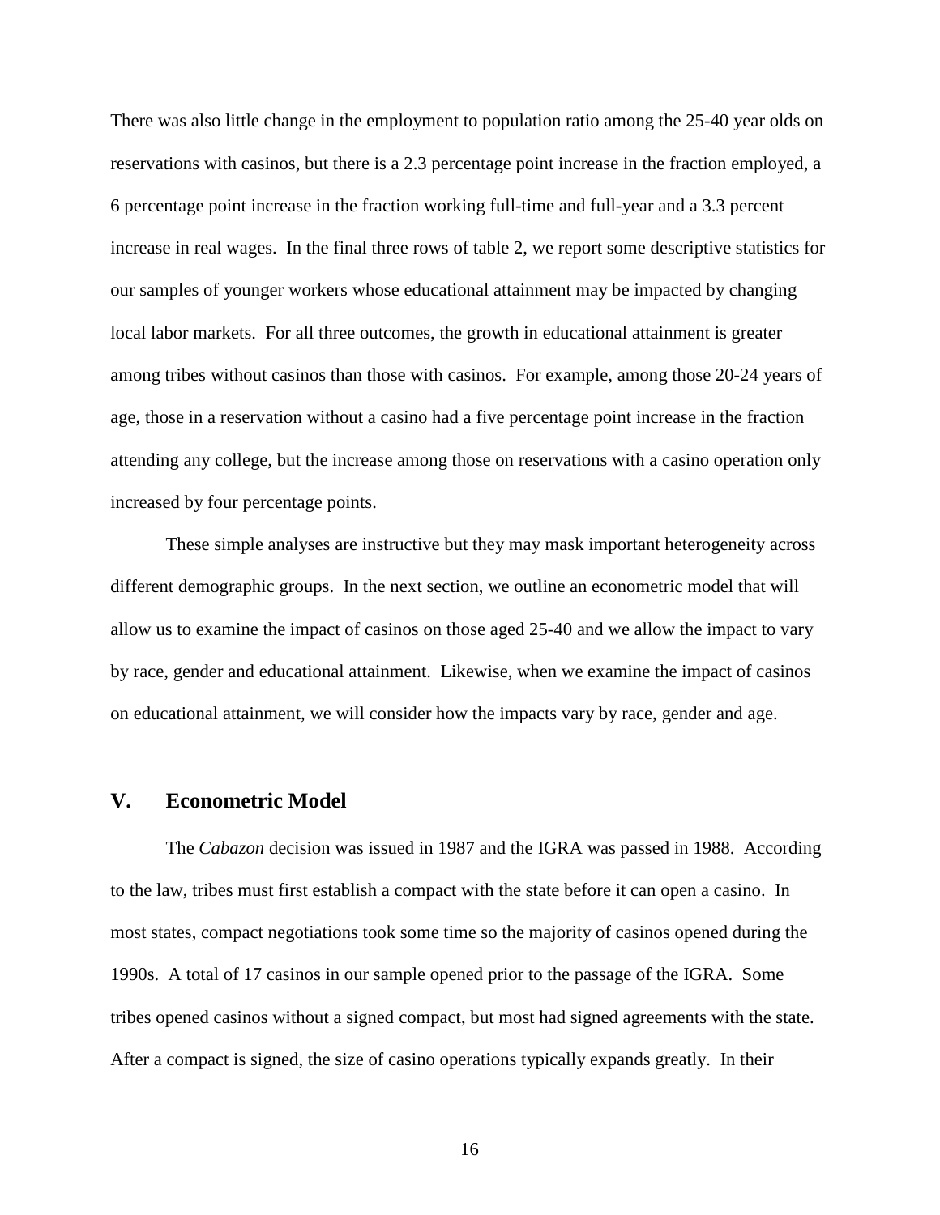There was also little change in the employment to population ratio among the 25-40 year olds on reservations with casinos, but there is a 2.3 percentage point increase in the fraction employed, a 6 percentage point increase in the fraction working full-time and full-year and a 3.3 percent increase in real wages. In the final three rows of table 2, we report some descriptive statistics for our samples of younger workers whose educational attainment may be impacted by changing local labor markets. For all three outcomes, the growth in educational attainment is greater among tribes without casinos than those with casinos. For example, among those 20-24 years of age, those in a reservation without a casino had a five percentage point increase in the fraction attending any college, but the increase among those on reservations with a casino operation only increased by four percentage points.

These simple analyses are instructive but they may mask important heterogeneity across different demographic groups. In the next section, we outline an econometric model that will allow us to examine the impact of casinos on those aged 25-40 and we allow the impact to vary by race, gender and educational attainment. Likewise, when we examine the impact of casinos on educational attainment, we will consider how the impacts vary by race, gender and age.

## V. Econometric Model

The *Cabazon* decision was issued in 1987 and the IGRA was passed in 1988. According to the law, tribes must first establish a compact with the state before it can open a casino. In most states, compact negotiations took some time so the majority of casinos opened during the 1990s. A total of 17 casinos in our sample opened prior to the passage of the IGRA. Some tribes opened casinos without a signed compact, but most had signed agreements with the state. After a compact is signed, the size of casino operations typically expands greatly. In their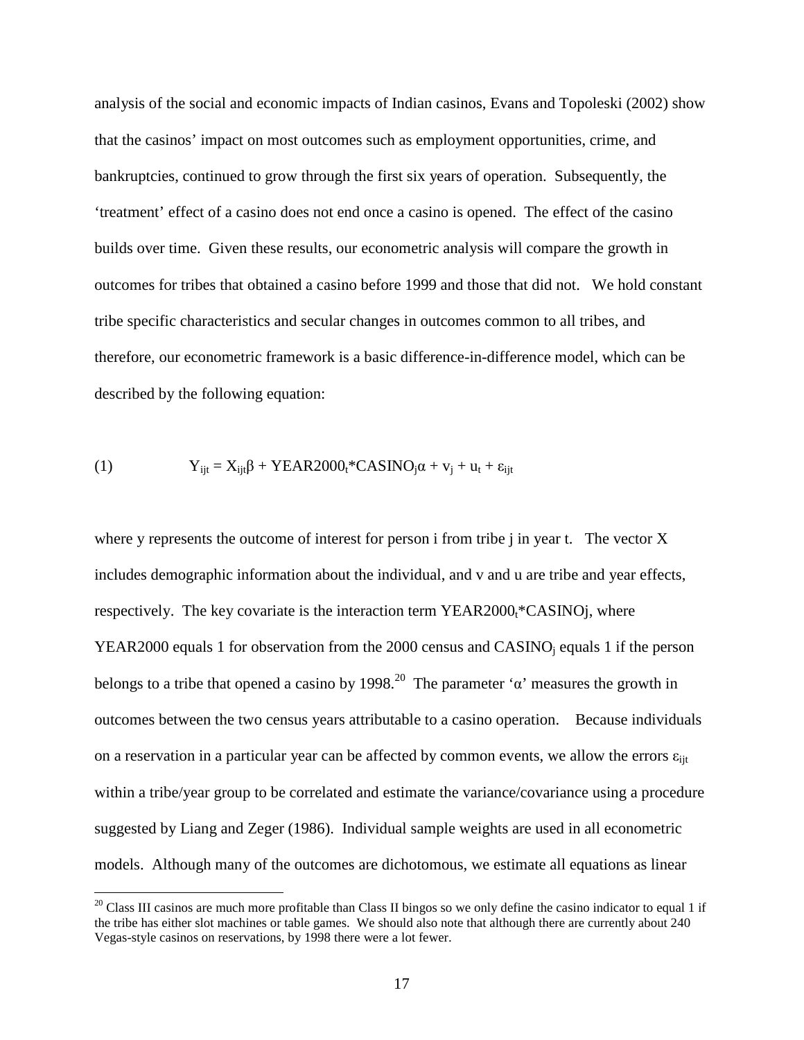analysis of the social and economic impacts of Indian casinos, Evans and Topoleski (2002) show that the casinos' impact on most outcomes such as employment opportunities, crime, and bankruptcies, continued to grow through the first six years of operation. Subsequently, the 'treatment' effect of a casino does not end once a casino is opened. The effect of the casino builds over time. Given these results, our econometric analysis will compare the growth in outcomes for tribes that obtained a casino before 1999 and those that did not. We hold constant tribe specific characteristics and secular changes in outcomes common to all tribes, and therefore, our econometric framework is a basic difference-in-difference model, which can be described by the following equation:

$$(1) \qquad Y_{ijt} = X_{ijt}\beta + YEAR2000_t{*}CASINO_j\alpha + v_j + u_t + \varepsilon_{ijt}$$

where y represents the outcome of interest for person i from tribe j in year t. The vector X includes demographic information about the individual, and v and u are tribe and year effects, respectively. The key covariate is the interaction term $YEAR2000_t{*}CASINOj$, where YEAR2000 equals 1 for observation from the 2000 census and $CASINO_j$ equals 1 if the person belongs to a tribe that opened a casino by 1998.[20] The parameter 'α' measures the growth in outcomes between the two census years attributable to a casino operation. Because individuals on a reservation in a particular year can be affected by common events, we allow the errors $\varepsilon_{ijt}$ within a tribe/year group to be correlated and estimate the variance/covariance using a procedure suggested by Liang and Zeger (1986). Individual sample weights are used in all econometric models. Although many of the outcomes are dichotomous, we estimate all equations as linear

---

[20] Class III casinos are much more profitable than Class II bingos so we only define the casino indicator to equal 1 if the tribe has either slot machines or table games. We should also note that although there are currently about 240 Vegas-style casinos on reservations, by 1998 there were a lot fewer.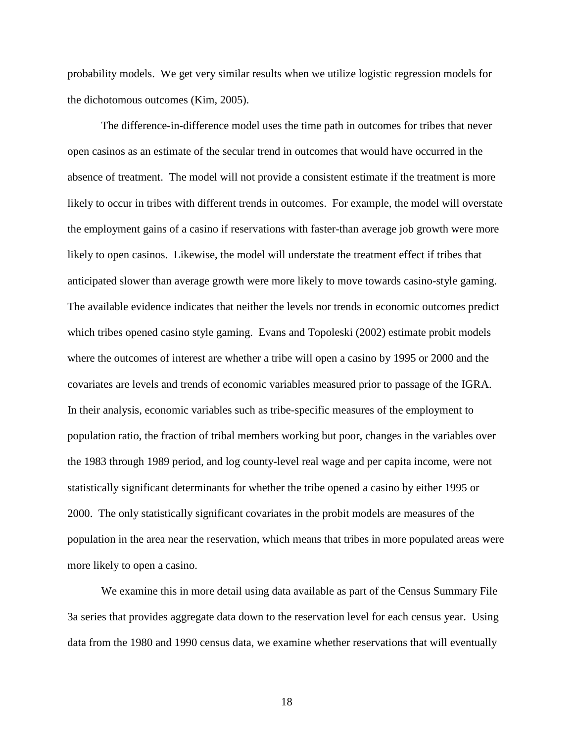probability models. We get very similar results when we utilize logistic regression models for the dichotomous outcomes (Kim, 2005).

The difference-in-difference model uses the time path in outcomes for tribes that never open casinos as an estimate of the secular trend in outcomes that would have occurred in the absence of treatment. The model will not provide a consistent estimate if the treatment is more likely to occur in tribes with different trends in outcomes. For example, the model will overstate the employment gains of a casino if reservations with faster-than average job growth were more likely to open casinos. Likewise, the model will understate the treatment effect if tribes that anticipated slower than average growth were more likely to move towards casino-style gaming. The available evidence indicates that neither the levels nor trends in economic outcomes predict which tribes opened casino style gaming. Evans and Topoleski (2002) estimate probit models where the outcomes of interest are whether a tribe will open a casino by 1995 or 2000 and the covariates are levels and trends of economic variables measured prior to passage of the IGRA. In their analysis, economic variables such as tribe-specific measures of the employment to population ratio, the fraction of tribal members working but poor, changes in the variables over the 1983 through 1989 period, and log county-level real wage and per capita income, were not statistically significant determinants for whether the tribe opened a casino by either 1995 or 2000. The only statistically significant covariates in the probit models are measures of the population in the area near the reservation, which means that tribes in more populated areas were more likely to open a casino.

We examine this in more detail using data available as part of the Census Summary File 3a series that provides aggregate data down to the reservation level for each census year. Using data from the 1980 and 1990 census data, we examine whether reservations that will eventually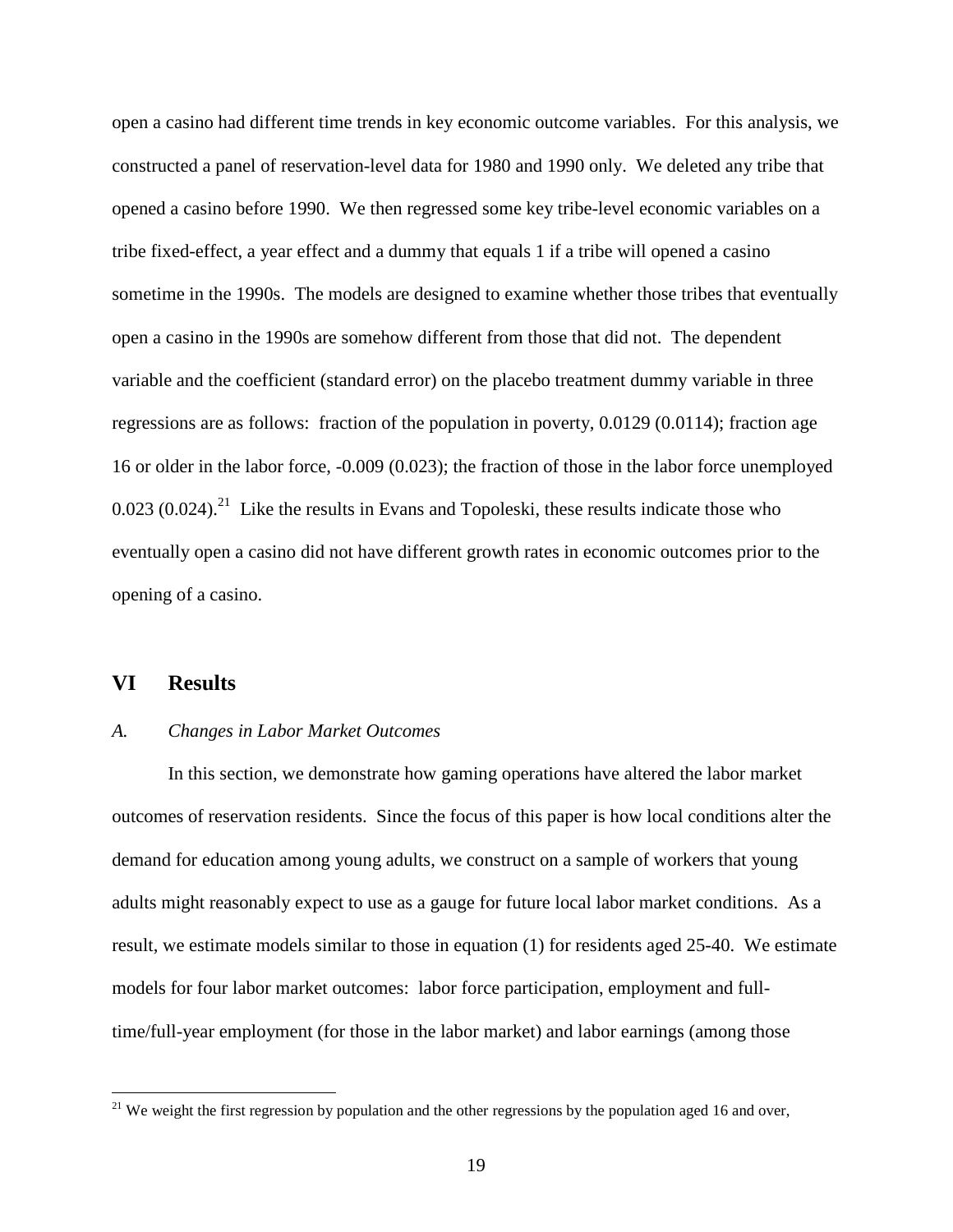open a casino had different time trends in key economic outcome variables. For this analysis, we constructed a panel of reservation-level data for 1980 and 1990 only. We deleted any tribe that opened a casino before 1990. We then regressed some key tribe-level economic variables on a tribe fixed-effect, a year effect and a dummy that equals 1 if a tribe will opened a casino sometime in the 1990s. The models are designed to examine whether those tribes that eventually open a casino in the 1990s are somehow different from those that did not. The dependent variable and the coefficient (standard error) on the placebo treatment dummy variable in three regressions are as follows: fraction of the population in poverty, 0.0129 (0.0114); fraction age 16 or older in the labor force, -0.009 (0.023); the fraction of those in the labor force unemployed 0.023 (0.024).[21] Like the results in Evans and Topoleski, these results indicate those who eventually open a casino did not have different growth rates in economic outcomes prior to the opening of a casino.

## VI Results

### *A. Changes in Labor Market Outcomes*

In this section, we demonstrate how gaming operations have altered the labor market outcomes of reservation residents. Since the focus of this paper is how local conditions alter the demand for education among young adults, we construct on a sample of workers that young adults might reasonably expect to use as a gauge for future local labor market conditions. As a result, we estimate models similar to those in equation (1) for residents aged 25-40. We estimate models for four labor market outcomes: labor force participation, employment and full-time/full-year employment (for those in the labor market) and labor earnings (among those

[21] We weight the first regression by population and the other regressions by the population aged 16 and over,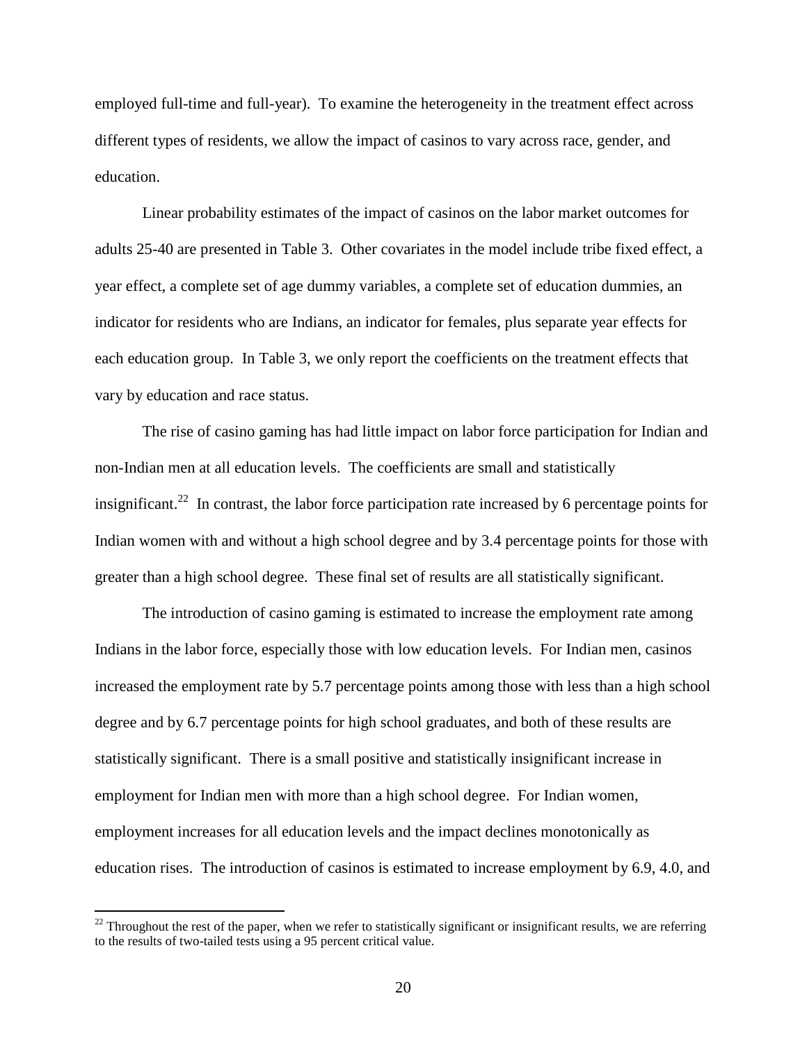employed full-time and full-year). To examine the heterogeneity in the treatment effect across different types of residents, we allow the impact of casinos to vary across race, gender, and education.

Linear probability estimates of the impact of casinos on the labor market outcomes for adults 25-40 are presented in Table 3. Other covariates in the model include tribe fixed effect, a year effect, a complete set of age dummy variables, a complete set of education dummies, an indicator for residents who are Indians, an indicator for females, plus separate year effects for each education group. In Table 3, we only report the coefficients on the treatment effects that vary by education and race status.

The rise of casino gaming has had little impact on labor force participation for Indian and non-Indian men at all education levels. The coefficients are small and statistically insignificant.[22] In contrast, the labor force participation rate increased by 6 percentage points for Indian women with and without a high school degree and by 3.4 percentage points for those with greater than a high school degree. These final set of results are all statistically significant.

The introduction of casino gaming is estimated to increase the employment rate among Indians in the labor force, especially those with low education levels. For Indian men, casinos increased the employment rate by 5.7 percentage points among those with less than a high school degree and by 6.7 percentage points for high school graduates, and both of these results are statistically significant. There is a small positive and statistically insignificant increase in employment for Indian men with more than a high school degree. For Indian women, employment increases for all education levels and the impact declines monotonically as education rises. The introduction of casinos is estimated to increase employment by 6.9, 4.0, and

[22] Throughout the rest of the paper, when we refer to statistically significant or insignificant results, we are referring to the results of two-tailed tests using a 95 percent critical value.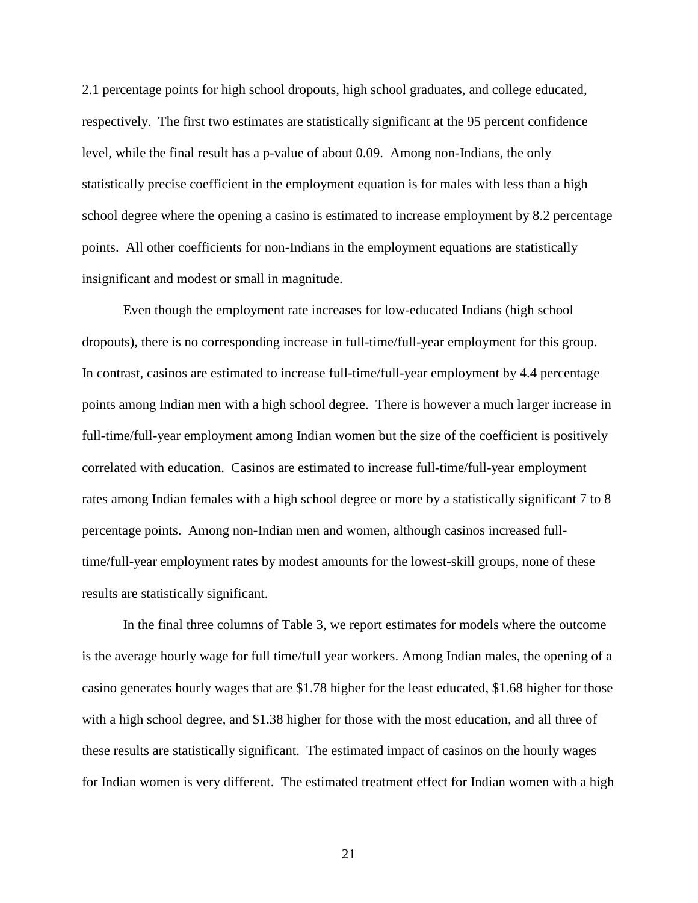2.1 percentage points for high school dropouts, high school graduates, and college educated, respectively. The first two estimates are statistically significant at the 95 percent confidence level, while the final result has a p-value of about 0.09. Among non-Indians, the only statistically precise coefficient in the employment equation is for males with less than a high school degree where the opening a casino is estimated to increase employment by 8.2 percentage points. All other coefficients for non-Indians in the employment equations are statistically insignificant and modest or small in magnitude.

Even though the employment rate increases for low-educated Indians (high school dropouts), there is no corresponding increase in full-time/full-year employment for this group. In contrast, casinos are estimated to increase full-time/full-year employment by 4.4 percentage points among Indian men with a high school degree. There is however a much larger increase in full-time/full-year employment among Indian women but the size of the coefficient is positively correlated with education. Casinos are estimated to increase full-time/full-year employment rates among Indian females with a high school degree or more by a statistically significant 7 to 8 percentage points. Among non-Indian men and women, although casinos increased full-time/full-year employment rates by modest amounts for the lowest-skill groups, none of these results are statistically significant.

In the final three columns of Table 3, we report estimates for models where the outcome is the average hourly wage for full time/full year workers. Among Indian males, the opening of a casino generates hourly wages that are $1.78 higher for the least educated, $1.68 higher for those with a high school degree, and $1.38 higher for those with the most education, and all three of these results are statistically significant. The estimated impact of casinos on the hourly wages for Indian women is very different. The estimated treatment effect for Indian women with a high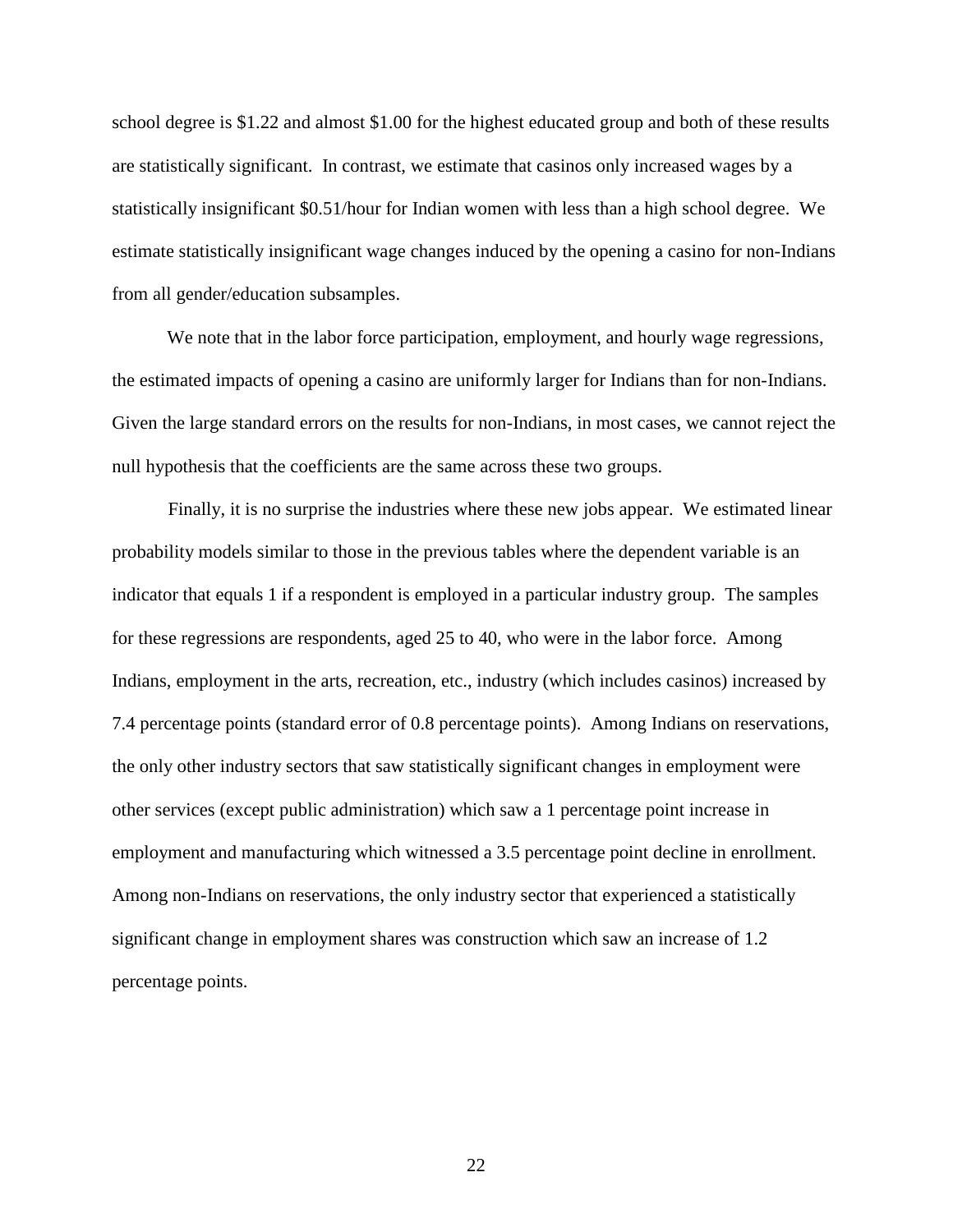school degree is $1.22 and almost $1.00 for the highest educated group and both of these results are statistically significant. In contrast, we estimate that casinos only increased wages by a statistically insignificant $0.51/hour for Indian women with less than a high school degree. We estimate statistically insignificant wage changes induced by the opening a casino for non-Indians from all gender/education subsamples.

We note that in the labor force participation, employment, and hourly wage regressions, the estimated impacts of opening a casino are uniformly larger for Indians than for non-Indians. Given the large standard errors on the results for non-Indians, in most cases, we cannot reject the null hypothesis that the coefficients are the same across these two groups.

Finally, it is no surprise the industries where these new jobs appear. We estimated linear probability models similar to those in the previous tables where the dependent variable is an indicator that equals 1 if a respondent is employed in a particular industry group. The samples for these regressions are respondents, aged 25 to 40, who were in the labor force. Among Indians, employment in the arts, recreation, etc., industry (which includes casinos) increased by 7.4 percentage points (standard error of 0.8 percentage points). Among Indians on reservations, the only other industry sectors that saw statistically significant changes in employment were other services (except public administration) which saw a 1 percentage point increase in employment and manufacturing which witnessed a 3.5 percentage point decline in enrollment. Among non-Indians on reservations, the only industry sector that experienced a statistically significant change in employment shares was construction which saw an increase of 1.2 percentage points.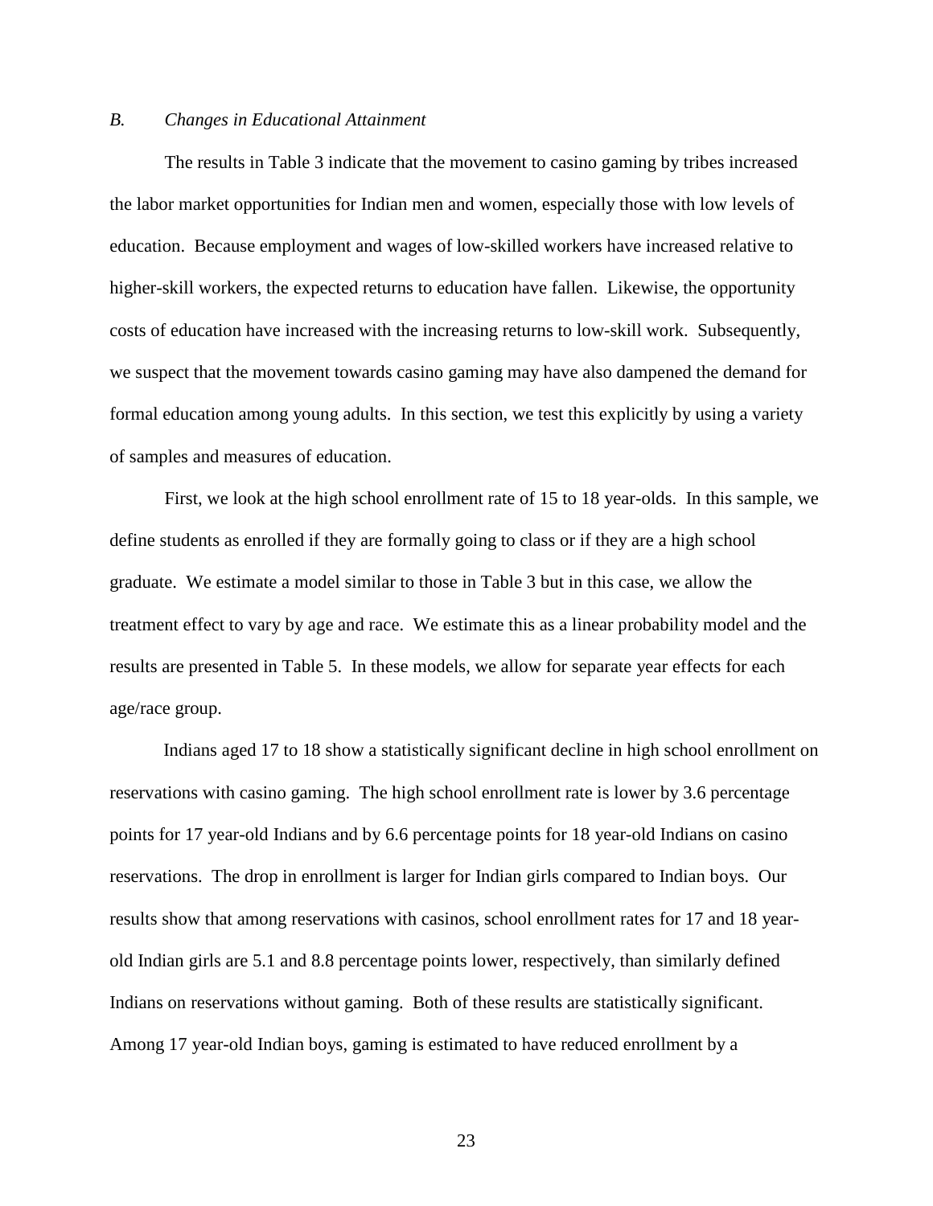### *B. Changes in Educational Attainment*

The results in Table 3 indicate that the movement to casino gaming by tribes increased the labor market opportunities for Indian men and women, especially those with low levels of education. Because employment and wages of low-skilled workers have increased relative to higher-skill workers, the expected returns to education have fallen. Likewise, the opportunity costs of education have increased with the increasing returns to low-skill work. Subsequently, we suspect that the movement towards casino gaming may have also dampened the demand for formal education among young adults. In this section, we test this explicitly by using a variety of samples and measures of education.

First, we look at the high school enrollment rate of 15 to 18 year-olds. In this sample, we define students as enrolled if they are formally going to class or if they are a high school graduate. We estimate a model similar to those in Table 3 but in this case, we allow the treatment effect to vary by age and race. We estimate this as a linear probability model and the results are presented in Table 5. In these models, we allow for separate year effects for each age/race group.

Indians aged 17 to 18 show a statistically significant decline in high school enrollment on reservations with casino gaming. The high school enrollment rate is lower by 3.6 percentage points for 17 year-old Indians and by 6.6 percentage points for 18 year-old Indians on casino reservations. The drop in enrollment is larger for Indian girls compared to Indian boys. Our results show that among reservations with casinos, school enrollment rates for 17 and 18 year-old Indian girls are 5.1 and 8.8 percentage points lower, respectively, than similarly defined Indians on reservations without gaming. Both of these results are statistically significant. Among 17 year-old Indian boys, gaming is estimated to have reduced enrollment by a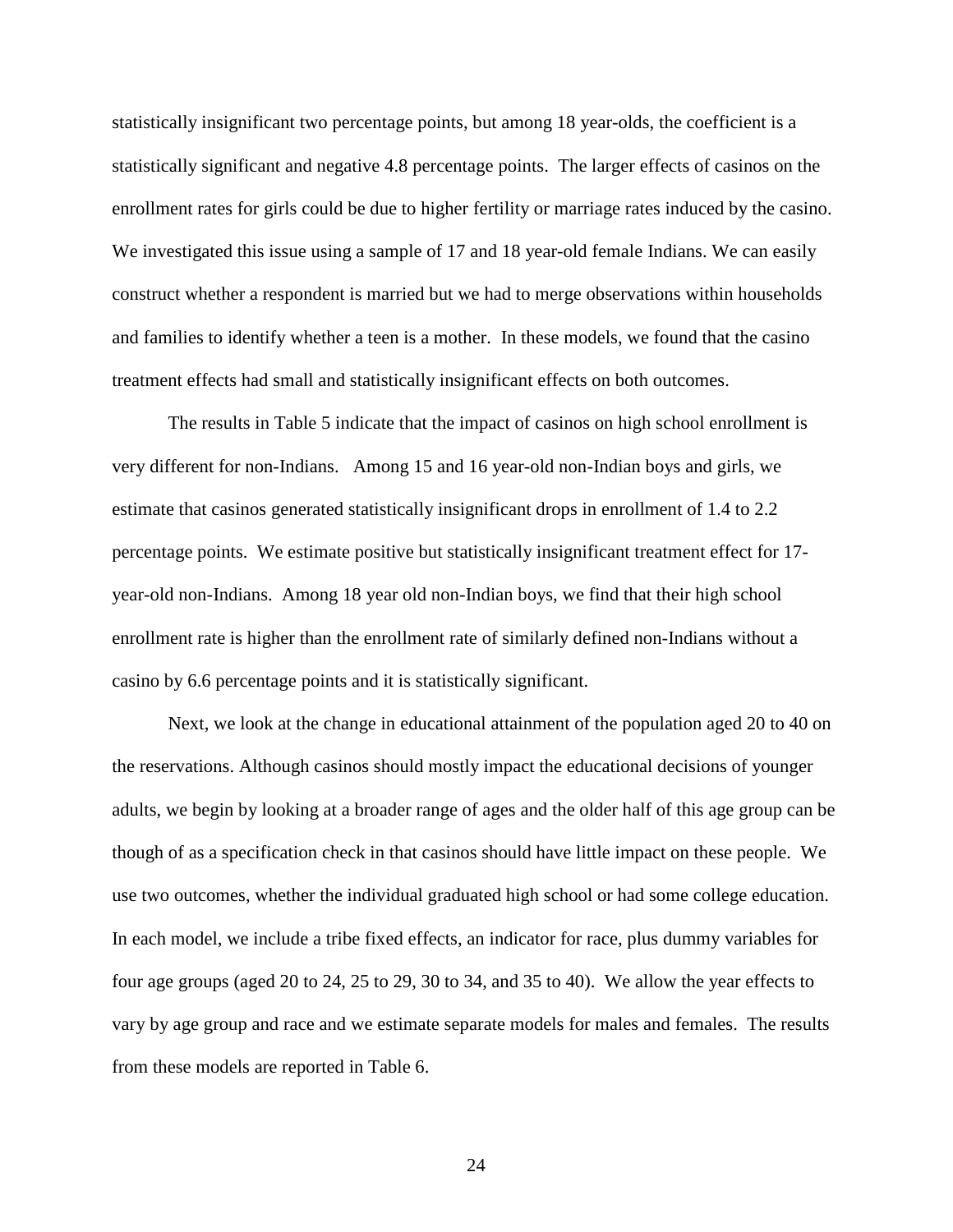statistically insignificant two percentage points, but among 18 year-olds, the coefficient is a statistically significant and negative 4.8 percentage points. The larger effects of casinos on the enrollment rates for girls could be due to higher fertility or marriage rates induced by the casino. We investigated this issue using a sample of 17 and 18 year-old female Indians. We can easily construct whether a respondent is married but we had to merge observations within households and families to identify whether a teen is a mother. In these models, we found that the casino treatment effects had small and statistically insignificant effects on both outcomes.

The results in Table 5 indicate that the impact of casinos on high school enrollment is very different for non-Indians. Among 15 and 16 year-old non-Indian boys and girls, we estimate that casinos generated statistically insignificant drops in enrollment of 1.4 to 2.2 percentage points. We estimate positive but statistically insignificant treatment effect for 17-year-old non-Indians. Among 18 year old non-Indian boys, we find that their high school enrollment rate is higher than the enrollment rate of similarly defined non-Indians without a casino by 6.6 percentage points and it is statistically significant.

Next, we look at the change in educational attainment of the population aged 20 to 40 on the reservations. Although casinos should mostly impact the educational decisions of younger adults, we begin by looking at a broader range of ages and the older half of this age group can be though of as a specification check in that casinos should have little impact on these people. We use two outcomes, whether the individual graduated high school or had some college education. In each model, we include a tribe fixed effects, an indicator for race, plus dummy variables for four age groups (aged 20 to 24, 25 to 29, 30 to 34, and 35 to 40). We allow the year effects to vary by age group and race and we estimate separate models for males and females. The results from these models are reported in Table 6.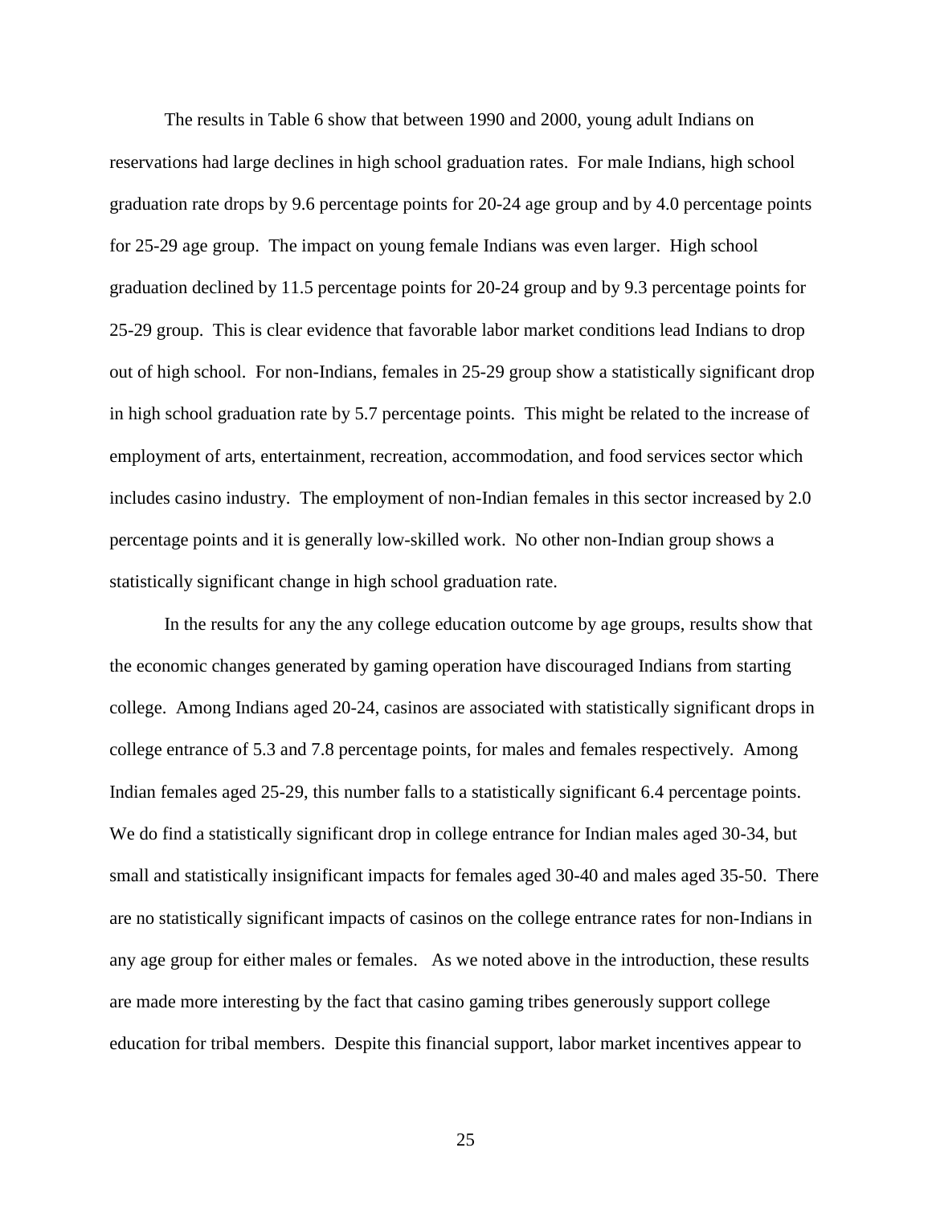The results in Table 6 show that between 1990 and 2000, young adult Indians on reservations had large declines in high school graduation rates. For male Indians, high school graduation rate drops by 9.6 percentage points for 20-24 age group and by 4.0 percentage points for 25-29 age group. The impact on young female Indians was even larger. High school graduation declined by 11.5 percentage points for 20-24 group and by 9.3 percentage points for 25-29 group. This is clear evidence that favorable labor market conditions lead Indians to drop out of high school. For non-Indians, females in 25-29 group show a statistically significant drop in high school graduation rate by 5.7 percentage points. This might be related to the increase of employment of arts, entertainment, recreation, accommodation, and food services sector which includes casino industry. The employment of non-Indian females in this sector increased by 2.0 percentage points and it is generally low-skilled work. No other non-Indian group shows a statistically significant change in high school graduation rate.

In the results for any the any college education outcome by age groups, results show that the economic changes generated by gaming operation have discouraged Indians from starting college. Among Indians aged 20-24, casinos are associated with statistically significant drops in college entrance of 5.3 and 7.8 percentage points, for males and females respectively. Among Indian females aged 25-29, this number falls to a statistically significant 6.4 percentage points. We do find a statistically significant drop in college entrance for Indian males aged 30-34, but small and statistically insignificant impacts for females aged 30-40 and males aged 35-50. There are no statistically significant impacts of casinos on the college entrance rates for non-Indians in any age group for either males or females. As we noted above in the introduction, these results are made more interesting by the fact that casino gaming tribes generously support college education for tribal members. Despite this financial support, labor market incentives appear to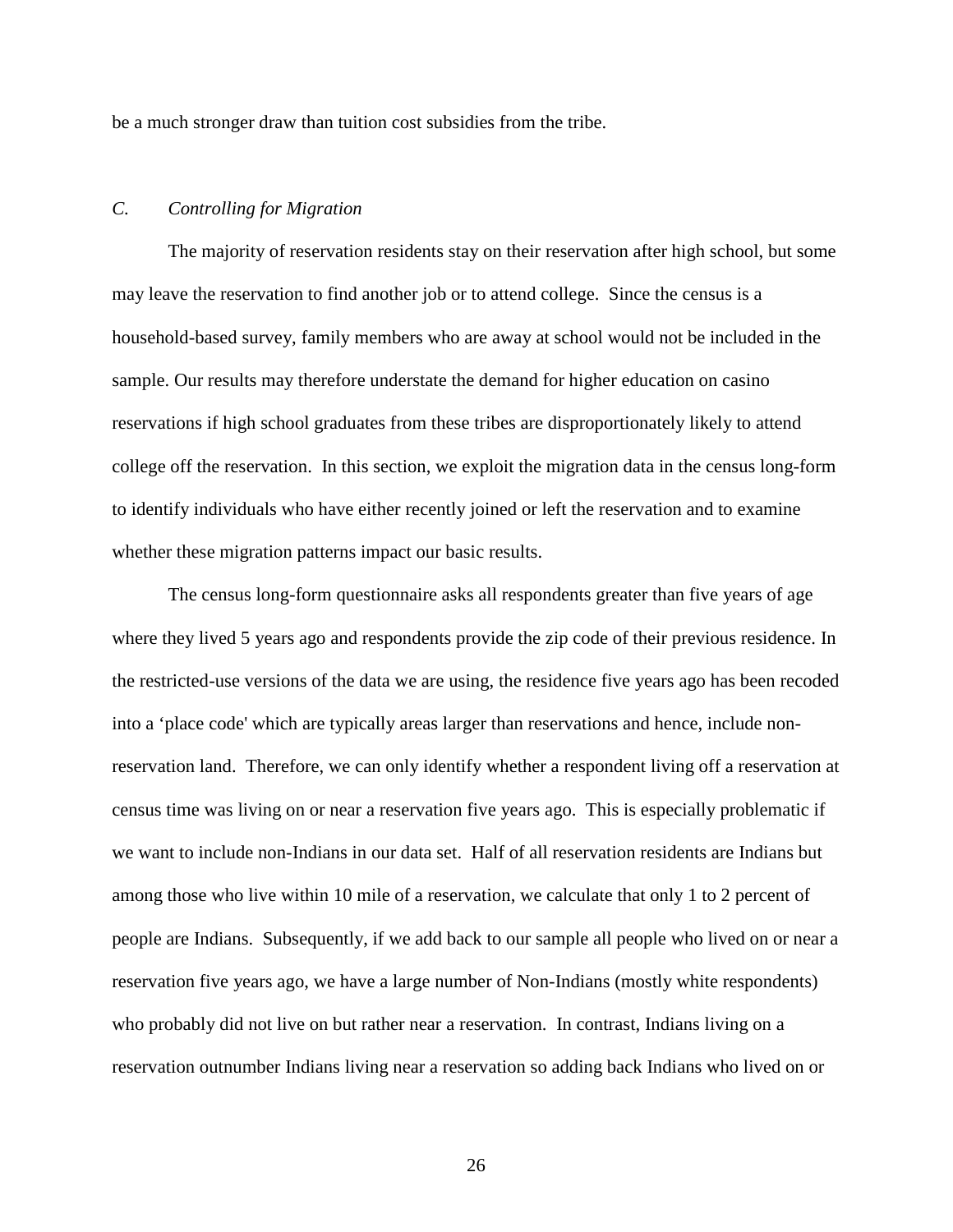be a much stronger draw than tuition cost subsidies from the tribe.

### *C. Controlling for Migration*

The majority of reservation residents stay on their reservation after high school, but some may leave the reservation to find another job or to attend college. Since the census is a household-based survey, family members who are away at school would not be included in the sample. Our results may therefore understate the demand for higher education on casino reservations if high school graduates from these tribes are disproportionately likely to attend college off the reservation. In this section, we exploit the migration data in the census long-form to identify individuals who have either recently joined or left the reservation and to examine whether these migration patterns impact our basic results.

The census long-form questionnaire asks all respondents greater than five years of age where they lived 5 years ago and respondents provide the zip code of their previous residence. In the restricted-use versions of the data we are using, the residence five years ago has been recoded into a 'place code' which are typically areas larger than reservations and hence, include non-reservation land. Therefore, we can only identify whether a respondent living off a reservation at census time was living on or near a reservation five years ago. This is especially problematic if we want to include non-Indians in our data set. Half of all reservation residents are Indians but among those who live within 10 mile of a reservation, we calculate that only 1 to 2 percent of people are Indians. Subsequently, if we add back to our sample all people who lived on or near a reservation five years ago, we have a large number of Non-Indians (mostly white respondents) who probably did not live on but rather near a reservation. In contrast, Indians living on a reservation outnumber Indians living near a reservation so adding back Indians who lived on or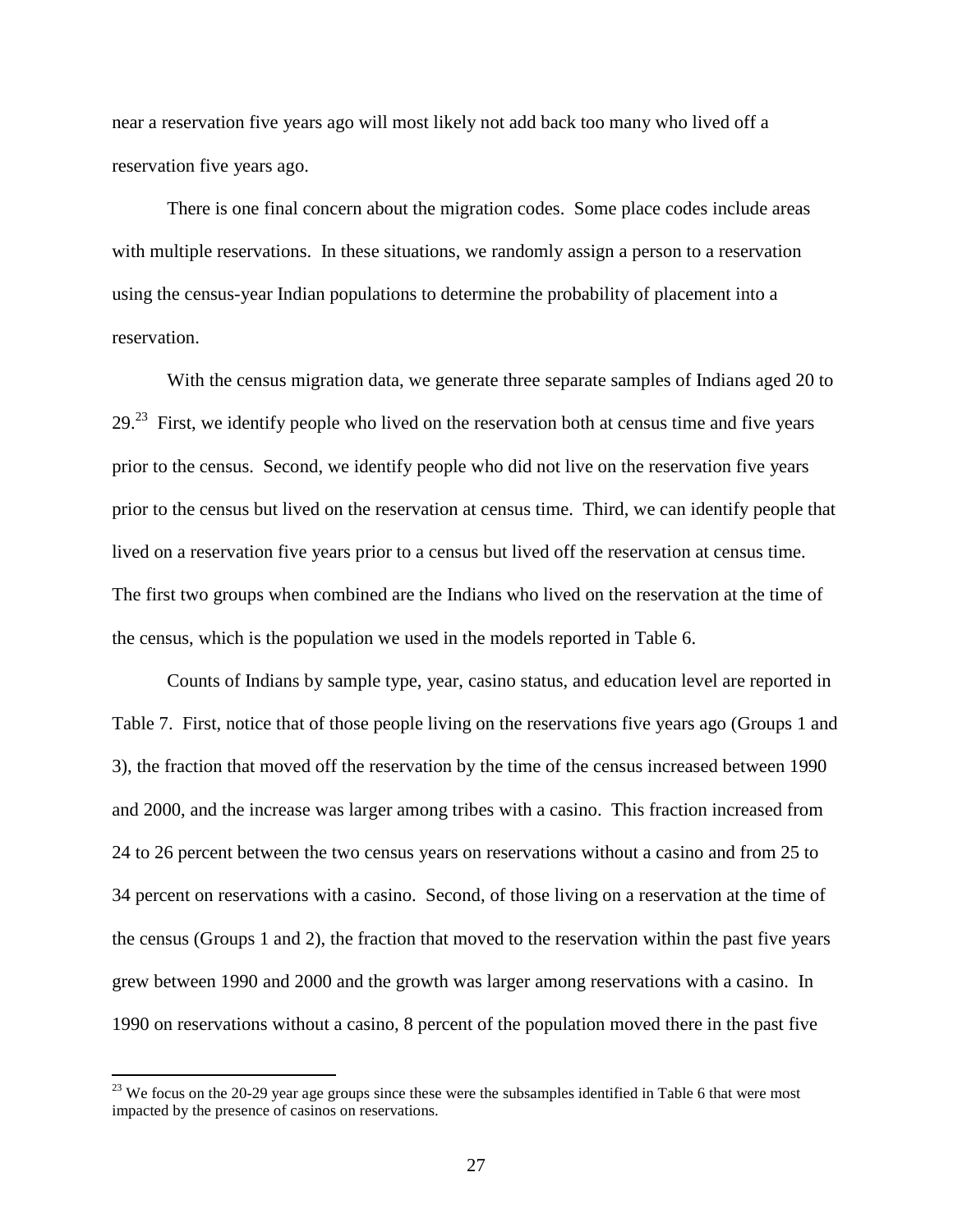near a reservation five years ago will most likely not add back too many who lived off a reservation five years ago.

There is one final concern about the migration codes. Some place codes include areas with multiple reservations. In these situations, we randomly assign a person to a reservation using the census-year Indian populations to determine the probability of placement into a reservation.

With the census migration data, we generate three separate samples of Indians aged 20 to 29.[23] First, we identify people who lived on the reservation both at census time and five years prior to the census. Second, we identify people who did not live on the reservation five years prior to the census but lived on the reservation at census time. Third, we can identify people that lived on a reservation five years prior to a census but lived off the reservation at census time. The first two groups when combined are the Indians who lived on the reservation at the time of the census, which is the population we used in the models reported in Table 6.

Counts of Indians by sample type, year, casino status, and education level are reported in Table 7. First, notice that of those people living on the reservations five years ago (Groups 1 and 3), the fraction that moved off the reservation by the time of the census increased between 1990 and 2000, and the increase was larger among tribes with a casino. This fraction increased from 24 to 26 percent between the two census years on reservations without a casino and from 25 to 34 percent on reservations with a casino. Second, of those living on a reservation at the time of the census (Groups 1 and 2), the fraction that moved to the reservation within the past five years grew between 1990 and 2000 and the growth was larger among reservations with a casino. In 1990 on reservations without a casino, 8 percent of the population moved there in the past five

[23] We focus on the 20-29 year age groups since these were the subsamples identified in Table 6 that were most impacted by the presence of casinos on reservations.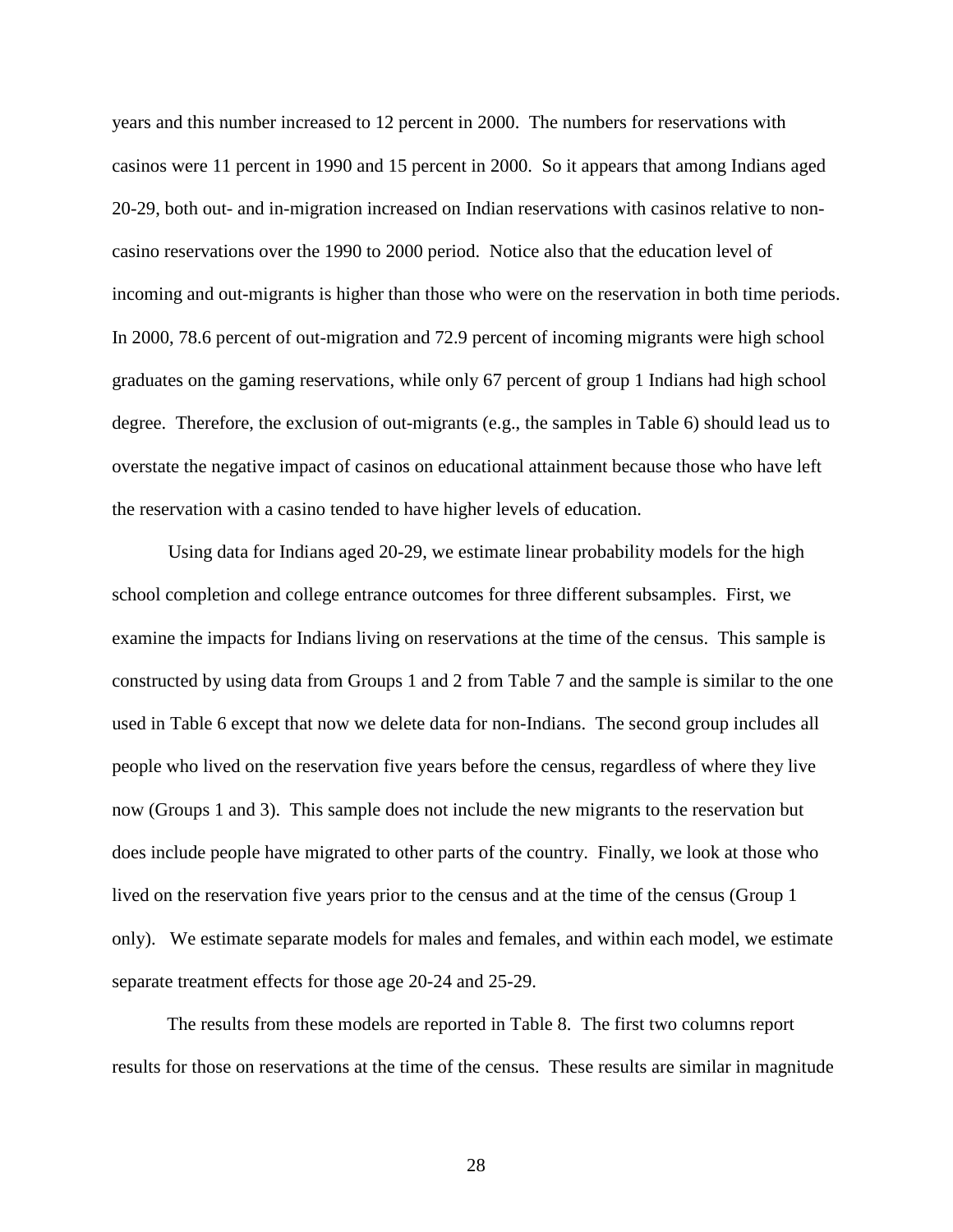years and this number increased to 12 percent in 2000. The numbers for reservations with casinos were 11 percent in 1990 and 15 percent in 2000. So it appears that among Indians aged 20-29, both out- and in-migration increased on Indian reservations with casinos relative to non-casino reservations over the 1990 to 2000 period. Notice also that the education level of incoming and out-migrants is higher than those who were on the reservation in both time periods. In 2000, 78.6 percent of out-migration and 72.9 percent of incoming migrants were high school graduates on the gaming reservations, while only 67 percent of group 1 Indians had high school degree. Therefore, the exclusion of out-migrants (e.g., the samples in Table 6) should lead us to overstate the negative impact of casinos on educational attainment because those who have left the reservation with a casino tended to have higher levels of education.

Using data for Indians aged 20-29, we estimate linear probability models for the high school completion and college entrance outcomes for three different subsamples. First, we examine the impacts for Indians living on reservations at the time of the census. This sample is constructed by using data from Groups 1 and 2 from Table 7 and the sample is similar to the one used in Table 6 except that now we delete data for non-Indians. The second group includes all people who lived on the reservation five years before the census, regardless of where they live now (Groups 1 and 3). This sample does not include the new migrants to the reservation but does include people have migrated to other parts of the country. Finally, we look at those who lived on the reservation five years prior to the census and at the time of the census (Group 1 only). We estimate separate models for males and females, and within each model, we estimate separate treatment effects for those age 20-24 and 25-29.

The results from these models are reported in Table 8. The first two columns report results for those on reservations at the time of the census. These results are similar in magnitude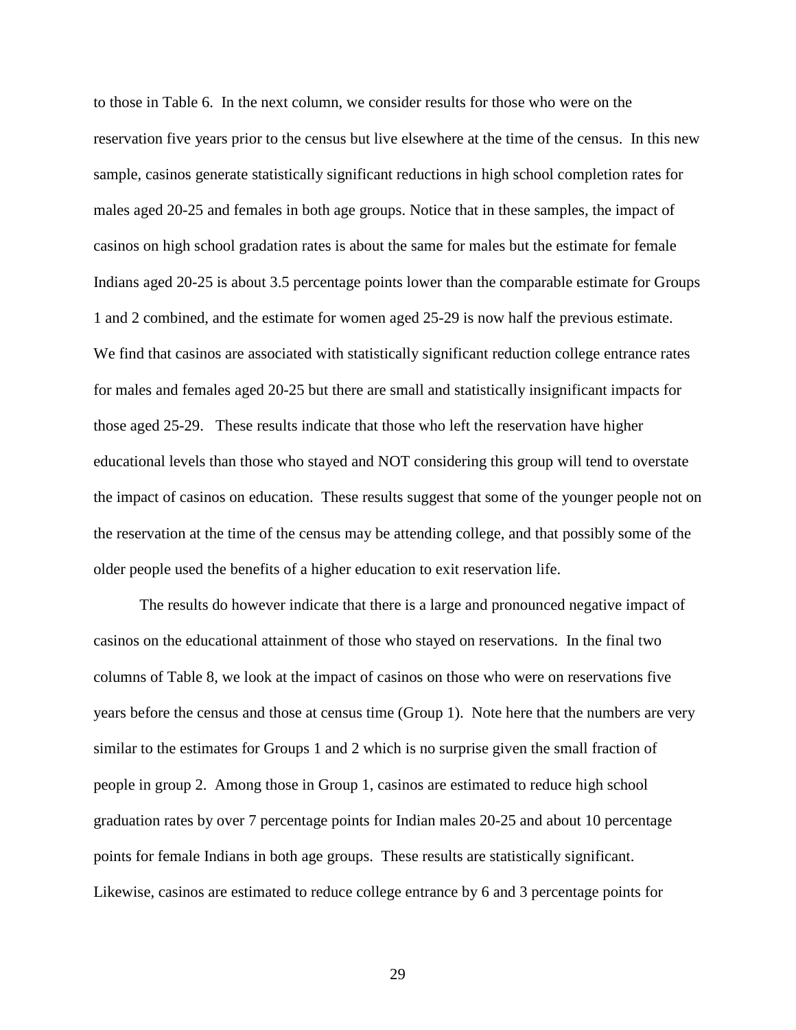to those in Table 6. In the next column, we consider results for those who were on the reservation five years prior to the census but live elsewhere at the time of the census. In this new sample, casinos generate statistically significant reductions in high school completion rates for males aged 20-25 and females in both age groups. Notice that in these samples, the impact of casinos on high school gradation rates is about the same for males but the estimate for female Indians aged 20-25 is about 3.5 percentage points lower than the comparable estimate for Groups 1 and 2 combined, and the estimate for women aged 25-29 is now half the previous estimate. We find that casinos are associated with statistically significant reduction college entrance rates for males and females aged 20-25 but there are small and statistically insignificant impacts for those aged 25-29. These results indicate that those who left the reservation have higher educational levels than those who stayed and NOT considering this group will tend to overstate the impact of casinos on education. These results suggest that some of the younger people not on the reservation at the time of the census may be attending college, and that possibly some of the older people used the benefits of a higher education to exit reservation life.

The results do however indicate that there is a large and pronounced negative impact of casinos on the educational attainment of those who stayed on reservations. In the final two columns of Table 8, we look at the impact of casinos on those who were on reservations five years before the census and those at census time (Group 1). Note here that the numbers are very similar to the estimates for Groups 1 and 2 which is no surprise given the small fraction of people in group 2. Among those in Group 1, casinos are estimated to reduce high school graduation rates by over 7 percentage points for Indian males 20-25 and about 10 percentage points for female Indians in both age groups. These results are statistically significant. Likewise, casinos are estimated to reduce college entrance by 6 and 3 percentage points for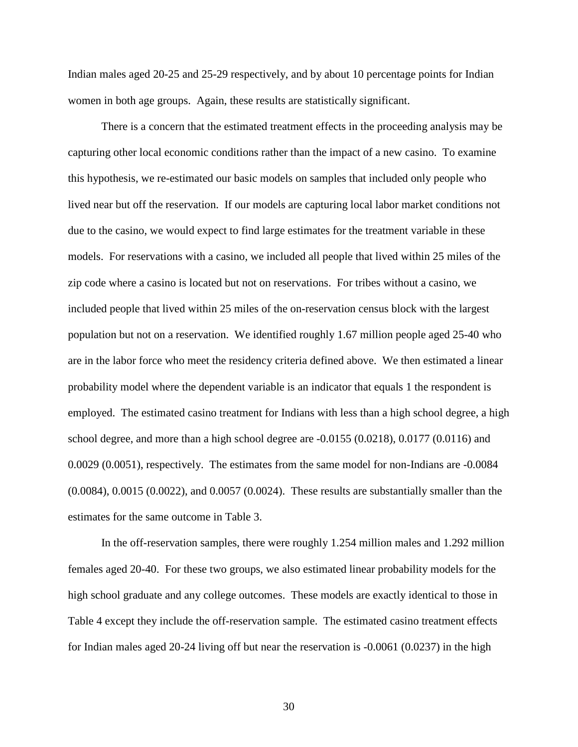Indian males aged 20-25 and 25-29 respectively, and by about 10 percentage points for Indian women in both age groups. Again, these results are statistically significant.

There is a concern that the estimated treatment effects in the proceeding analysis may be capturing other local economic conditions rather than the impact of a new casino. To examine this hypothesis, we re-estimated our basic models on samples that included only people who lived near but off the reservation. If our models are capturing local labor market conditions not due to the casino, we would expect to find large estimates for the treatment variable in these models. For reservations with a casino, we included all people that lived within 25 miles of the zip code where a casino is located but not on reservations. For tribes without a casino, we included people that lived within 25 miles of the on-reservation census block with the largest population but not on a reservation. We identified roughly 1.67 million people aged 25-40 who are in the labor force who meet the residency criteria defined above. We then estimated a linear probability model where the dependent variable is an indicator that equals 1 the respondent is employed. The estimated casino treatment for Indians with less than a high school degree, a high school degree, and more than a high school degree are -0.0155 (0.0218), 0.0177 (0.0116) and 0.0029 (0.0051), respectively. The estimates from the same model for non-Indians are -0.0084 (0.0084), 0.0015 (0.0022), and 0.0057 (0.0024). These results are substantially smaller than the estimates for the same outcome in Table 3.

In the off-reservation samples, there were roughly 1.254 million males and 1.292 million females aged 20-40. For these two groups, we also estimated linear probability models for the high school graduate and any college outcomes. These models are exactly identical to those in Table 4 except they include the off-reservation sample. The estimated casino treatment effects for Indian males aged 20-24 living off but near the reservation is -0.0061 (0.0237) in the high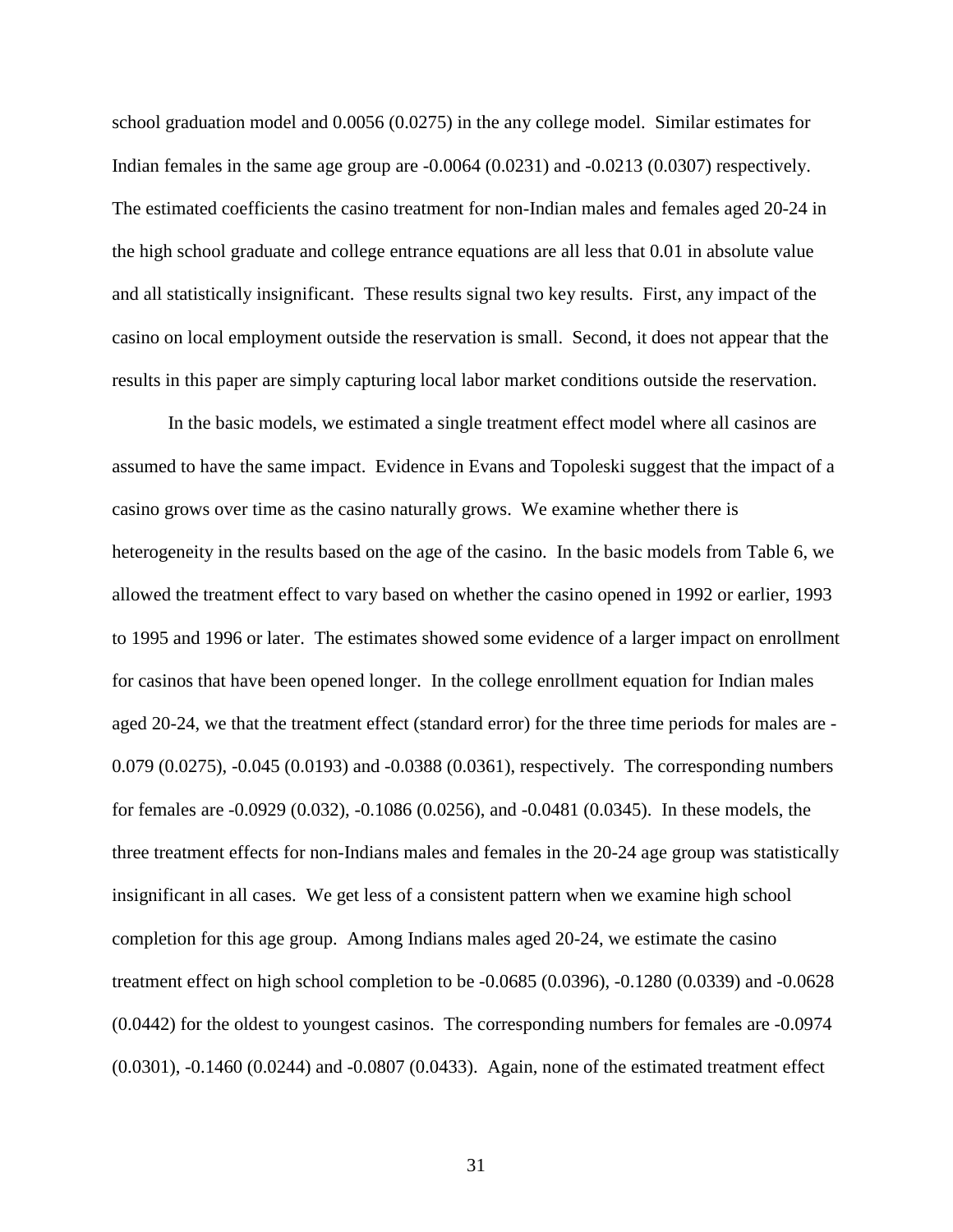school graduation model and 0.0056 (0.0275) in the any college model. Similar estimates for Indian females in the same age group are -0.0064 (0.0231) and -0.0213 (0.0307) respectively. The estimated coefficients the casino treatment for non-Indian males and females aged 20-24 in the high school graduate and college entrance equations are all less that 0.01 in absolute value and all statistically insignificant. These results signal two key results. First, any impact of the casino on local employment outside the reservation is small. Second, it does not appear that the results in this paper are simply capturing local labor market conditions outside the reservation.

In the basic models, we estimated a single treatment effect model where all casinos are assumed to have the same impact. Evidence in Evans and Topoleski suggest that the impact of a casino grows over time as the casino naturally grows. We examine whether there is heterogeneity in the results based on the age of the casino. In the basic models from Table 6, we allowed the treatment effect to vary based on whether the casino opened in 1992 or earlier, 1993 to 1995 and 1996 or later. The estimates showed some evidence of a larger impact on enrollment for casinos that have been opened longer. In the college enrollment equation for Indian males aged 20-24, we that the treatment effect (standard error) for the three time periods for males are -0.079 (0.0275), -0.045 (0.0193) and -0.0388 (0.0361), respectively. The corresponding numbers for females are -0.0929 (0.032), -0.1086 (0.0256), and -0.0481 (0.0345). In these models, the three treatment effects for non-Indians males and females in the 20-24 age group was statistically insignificant in all cases. We get less of a consistent pattern when we examine high school completion for this age group. Among Indians males aged 20-24, we estimate the casino treatment effect on high school completion to be -0.0685 (0.0396), -0.1280 (0.0339) and -0.0628 (0.0442) for the oldest to youngest casinos. The corresponding numbers for females are -0.0974 (0.0301), -0.1460 (0.0244) and -0.0807 (0.0433). Again, none of the estimated treatment effect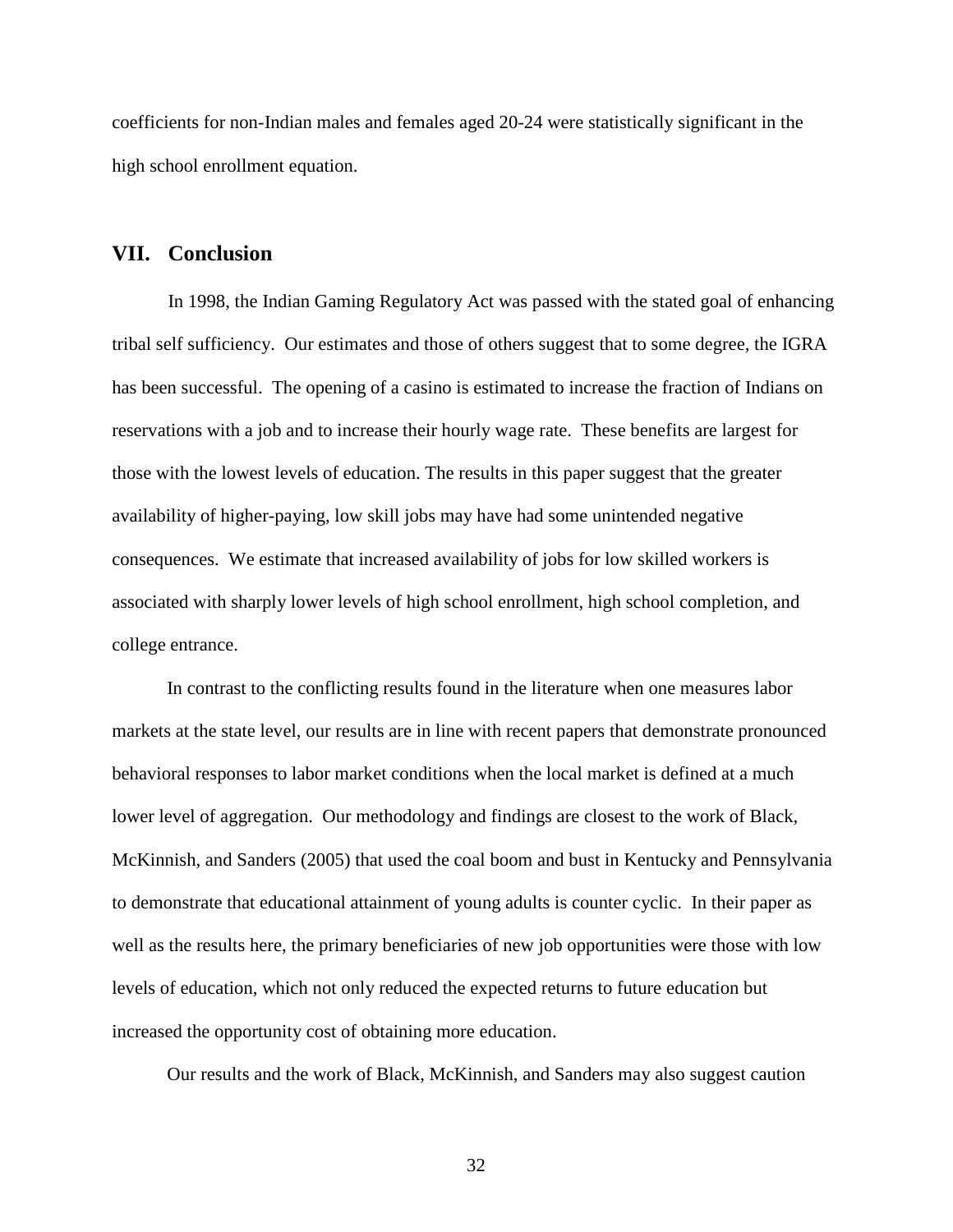coefficients for non-Indian males and females aged 20-24 were statistically significant in the high school enrollment equation.

## VII. Conclusion

In 1998, the Indian Gaming Regulatory Act was passed with the stated goal of enhancing tribal self sufficiency. Our estimates and those of others suggest that to some degree, the IGRA has been successful. The opening of a casino is estimated to increase the fraction of Indians on reservations with a job and to increase their hourly wage rate. These benefits are largest for those with the lowest levels of education. The results in this paper suggest that the greater availability of higher-paying, low skill jobs may have had some unintended negative consequences. We estimate that increased availability of jobs for low skilled workers is associated with sharply lower levels of high school enrollment, high school completion, and college entrance.

In contrast to the conflicting results found in the literature when one measures labor markets at the state level, our results are in line with recent papers that demonstrate pronounced behavioral responses to labor market conditions when the local market is defined at a much lower level of aggregation. Our methodology and findings are closest to the work of Black, McKinnish, and Sanders (2005) that used the coal boom and bust in Kentucky and Pennsylvania to demonstrate that educational attainment of young adults is counter cyclic. In their paper as well as the results here, the primary beneficiaries of new job opportunities were those with low levels of education, which not only reduced the expected returns to future education but increased the opportunity cost of obtaining more education.

Our results and the work of Black, McKinnish, and Sanders may also suggest caution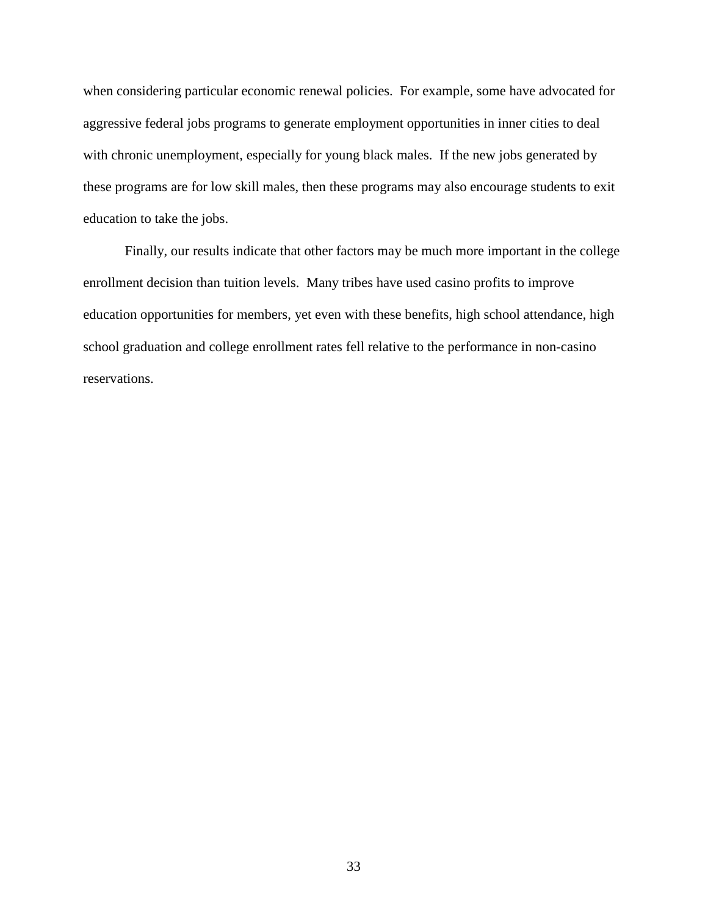when considering particular economic renewal policies. For example, some have advocated for aggressive federal jobs programs to generate employment opportunities in inner cities to deal with chronic unemployment, especially for young black males. If the new jobs generated by these programs are for low skill males, then these programs may also encourage students to exit education to take the jobs.

Finally, our results indicate that other factors may be much more important in the college enrollment decision than tuition levels. Many tribes have used casino profits to improve education opportunities for members, yet even with these benefits, high school attendance, high school graduation and college enrollment rates fell relative to the performance in non-casino reservations.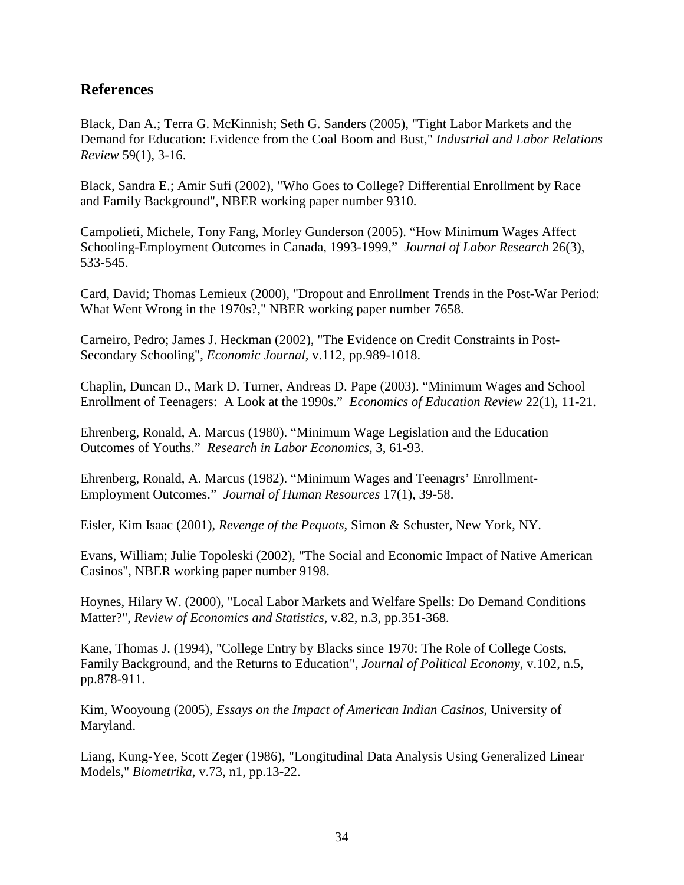## References

Black, Dan A.; Terra G. McKinnish; Seth G. Sanders (2005), "Tight Labor Markets and the Demand for Education: Evidence from the Coal Boom and Bust," *Industrial and Labor Relations Review* 59(1), 3-16.

Black, Sandra E.; Amir Sufi (2002), "Who Goes to College? Differential Enrollment by Race and Family Background", NBER working paper number 9310.

Campolieti, Michele, Tony Fang, Morley Gunderson (2005). "How Minimum Wages Affect Schooling-Employment Outcomes in Canada, 1993-1999," *Journal of Labor Research* 26(3), 533-545.

Card, David; Thomas Lemieux (2000), "Dropout and Enrollment Trends in the Post-War Period: What Went Wrong in the 1970s?," NBER working paper number 7658.

Carneiro, Pedro; James J. Heckman (2002), "The Evidence on Credit Constraints in Post-Secondary Schooling", *Economic Journal*, v.112, pp.989-1018.

Chaplin, Duncan D., Mark D. Turner, Andreas D. Pape (2003). "Minimum Wages and School Enrollment of Teenagers: A Look at the 1990s." *Economics of Education Review* 22(1), 11-21.

Ehrenberg, Ronald, A. Marcus (1980). "Minimum Wage Legislation and the Education Outcomes of Youths." *Research in Labor Economics*, 3, 61-93.

Ehrenberg, Ronald, A. Marcus (1982). "Minimum Wages and Teenagrs' Enrollment-Employment Outcomes." *Journal of Human Resources* 17(1), 39-58.

Eisler, Kim Isaac (2001), *Revenge of the Pequots*, Simon & Schuster, New York, NY.

Evans, William; Julie Topoleski (2002), "The Social and Economic Impact of Native American Casinos", NBER working paper number 9198.

Hoynes, Hilary W. (2000), "Local Labor Markets and Welfare Spells: Do Demand Conditions Matter?", *Review of Economics and Statistics*, v.82, n.3, pp.351-368.

Kane, Thomas J. (1994), "College Entry by Blacks since 1970: The Role of College Costs, Family Background, and the Returns to Education", *Journal of Political Economy*, v.102, n.5, pp.878-911.

Kim, Wooyoung (2005), *Essays on the Impact of American Indian Casinos*, University of Maryland.

Liang, Kung-Yee, Scott Zeger (1986), "Longitudinal Data Analysis Using Generalized Linear Models," *Biometrika*, v.73, n1, pp.13-22.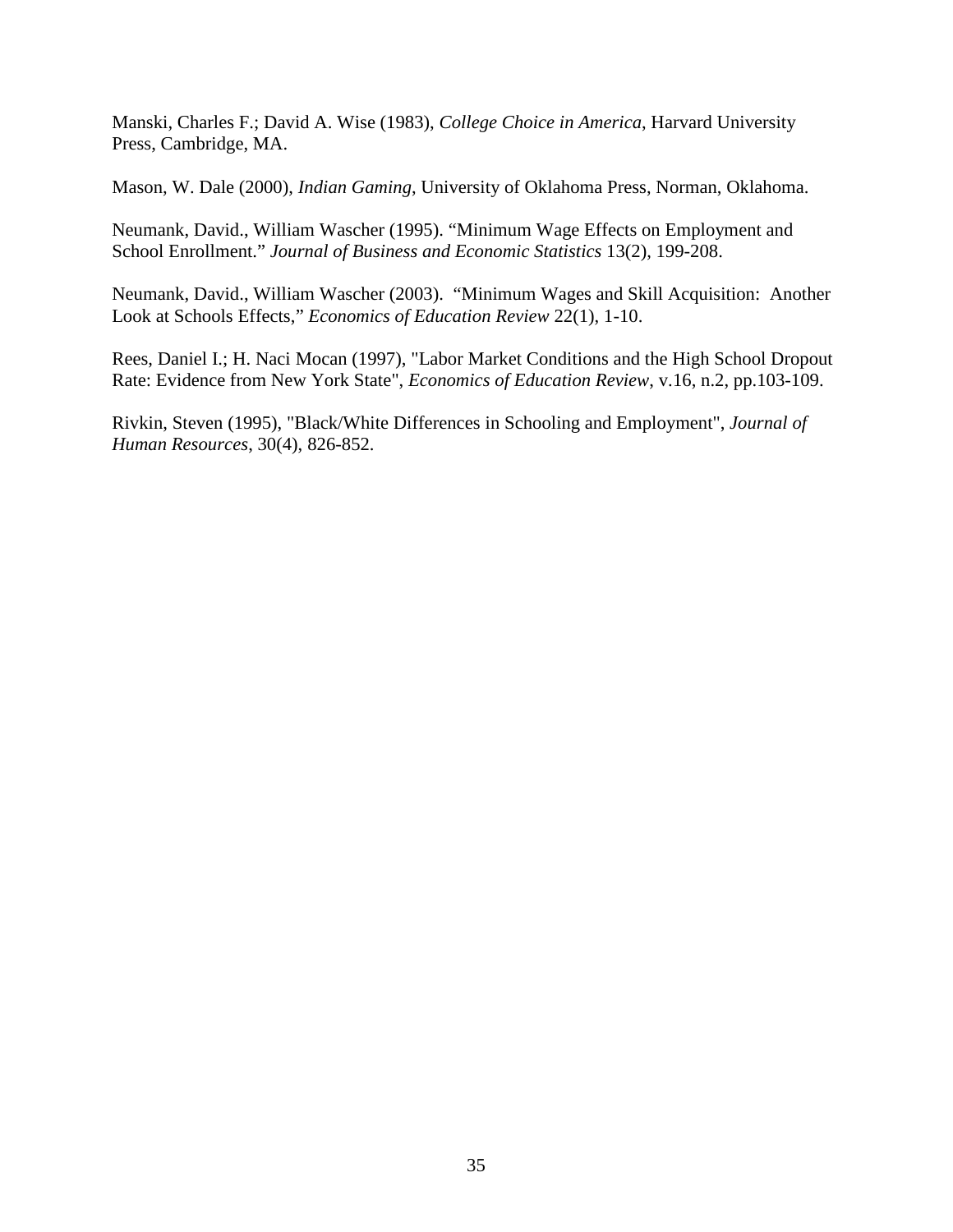Manski, Charles F.; David A. Wise (1983), *College Choice in America*, Harvard University Press, Cambridge, MA.

Mason, W. Dale (2000), *Indian Gaming*, University of Oklahoma Press, Norman, Oklahoma.

Neumank, David., William Wascher (1995). "Minimum Wage Effects on Employment and School Enrollment." *Journal of Business and Economic Statistics* 13(2), 199-208.

Neumank, David., William Wascher (2003). "Minimum Wages and Skill Acquisition: Another Look at Schools Effects," *Economics of Education Review* 22(1), 1-10.

Rees, Daniel I.; H. Naci Mocan (1997), "Labor Market Conditions and the High School Dropout Rate: Evidence from New York State", *Economics of Education Review*, v.16, n.2, pp.103-109.

Rivkin, Steven (1995), "Black/White Differences in Schooling and Employment", *Journal of Human Resources*, 30(4), 826-852.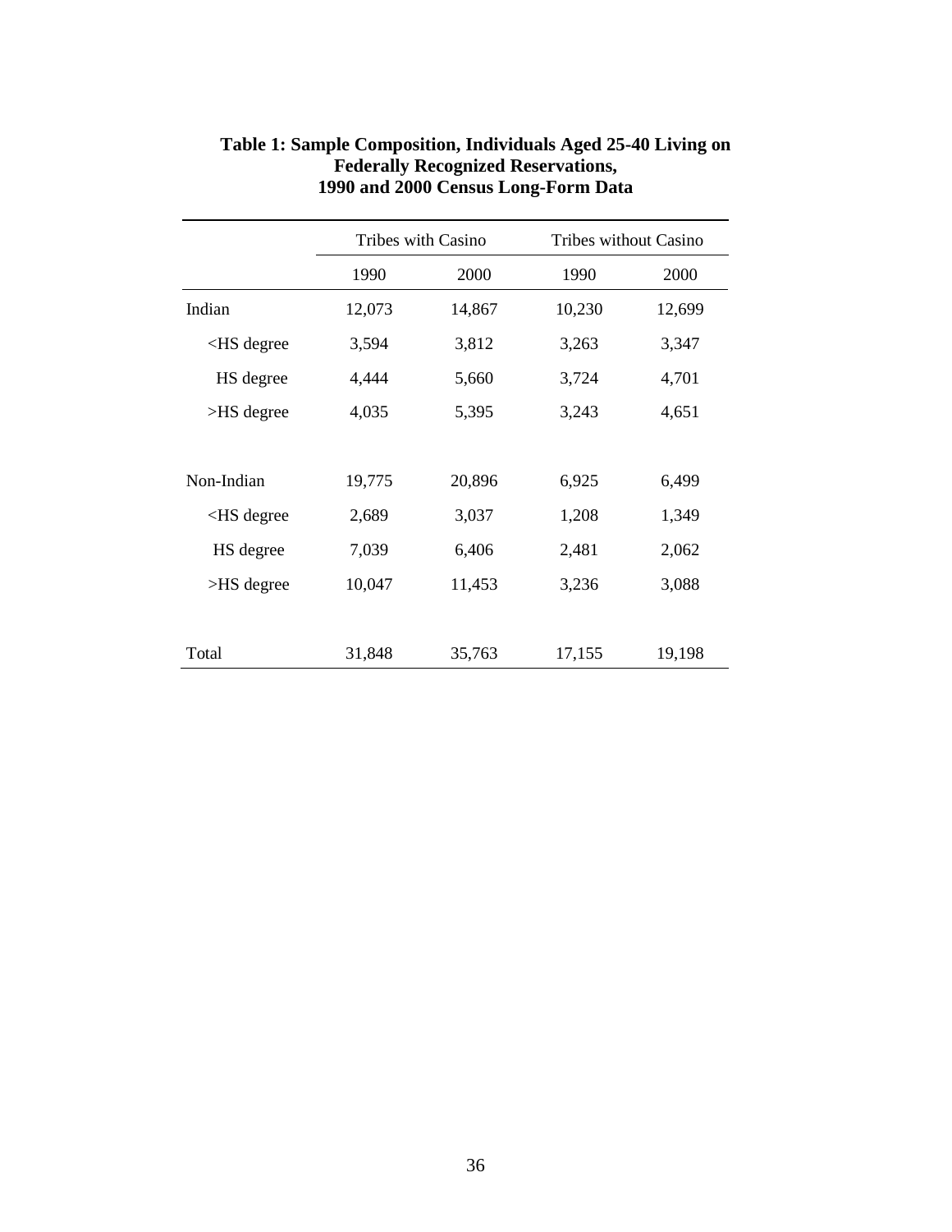**Table 1: Sample Composition, Individuals Aged 25-40 Living on Federally Recognized Reservations, 1990 and 2000 Census Long-Form Data**

| | Tribes with Casino | | Tribes without Casino | |
|---|---|---|---|---|
| | 1990 | 2000 | 1990 | 2000 |
| Indian | 12,073 | 14,867 | 10,230 | 12,699 |
| <HS degree | 3,594 | 3,812 | 3,263 | 3,347 |
| HS degree | 4,444 | 5,660 | 3,724 | 4,701 |
| >HS degree | 4,035 | 5,395 | 3,243 | 4,651 |
| | | | | |
| Non-Indian | 19,775 | 20,896 | 6,925 | 6,499 |
| <HS degree | 2,689 | 3,037 | 1,208 | 1,349 |
| HS degree | 7,039 | 6,406 | 2,481 | 2,062 |
| >HS degree | 10,047 | 11,453 | 3,236 | 3,088 |
| | | | | |
| Total | 31,848 | 35,763 | 17,155 | 19,198 |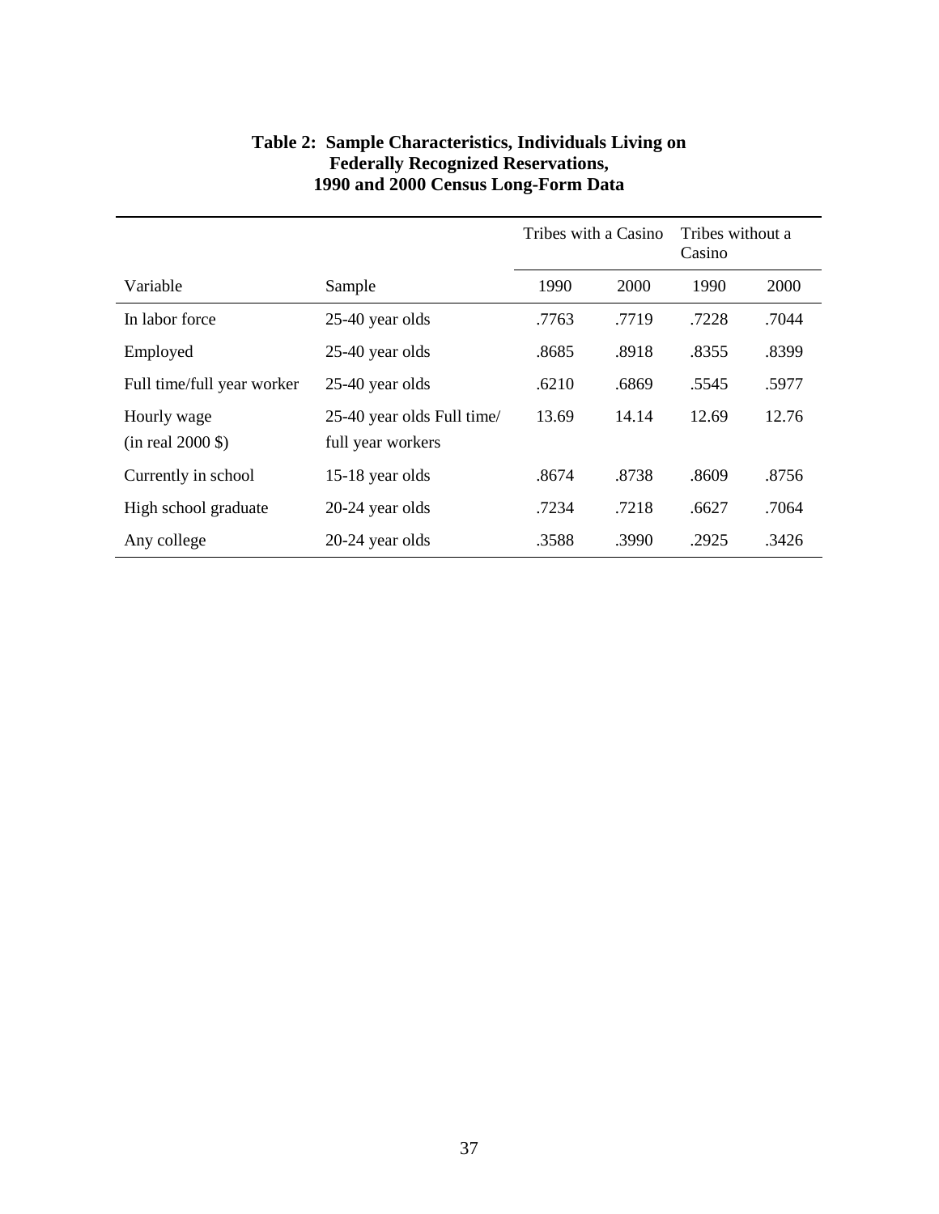**Table 2: Sample Characteristics, Individuals Living on Federally Recognized Reservations, 1990 and 2000 Census Long-Form Data**

| | | Tribes with a Casino | | Tribes without a Casino | |
|---|---|---|---|---|---|
| Variable | Sample | 1990 | 2000 | 1990 | 2000 |
| In labor force | 25-40 year olds | .7763 | .7719 | .7228 | .7044 |
| Employed | 25-40 year olds | .8685 | .8918 | .8355 | .8399 |
| Full time/full year worker | 25-40 year olds | .6210 | .6869 | .5545 | .5977 |
| Hourly wage (in real 2000 $) | 25-40 year olds Full time/ full year workers | 13.69 | 14.14 | 12.69 | 12.76 |
| Currently in school | 15-18 year olds | .8674 | .8738 | .8609 | .8756 |
| High school graduate | 20-24 year olds | .7234 | .7218 | .6627 | .7064 |
| Any college | 20-24 year olds | .3588 | .3990 | .2925 | .3426 |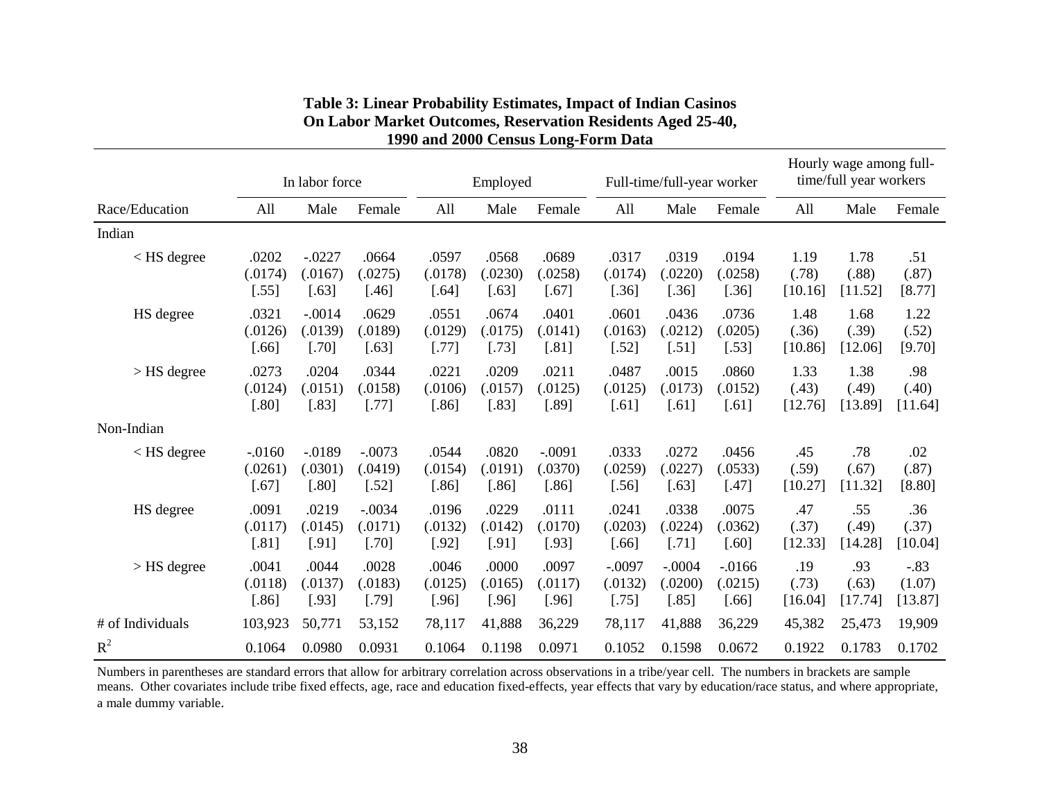**Table 3: Linear Probability Estimates, Impact of Indian Casinos On Labor Market Outcomes, Reservation Residents Aged 25-40, 1990 and 2000 Census Long-Form Data**

| | In labor force | | | Employed | | | Full-time/full-year worker | | | Hourly wage among full-time/full year workers | | |
|---|---|---|---|---|---|---|---|---|---|---|---|---|
| Race/Education | All | Male | Female | All | Male | Female | All | Male | Female | All | Male | Female |
| Indian | | | | | | | | | | | | |
| < HS degree | .0202 | -.0227 | .0664 | .0597 | .0568 | .0689 | .0317 | .0319 | .0194 | 1.19 | 1.78 | .51 |
| | (.0174) | (.0167) | (.0275) | (.0178) | (.0230) | (.0258) | (.0174) | (.0220) | (.0258) | (.78) | (.88) | (.87) |
| | [.55] | [.63] | [.46] | [.64] | [.63] | [.67] | [.36] | [.36] | [.36] | [10.16] | [11.52] | [8.77] |
| HS degree | .0321 | -.0014 | .0629 | .0551 | .0674 | .0401 | .0601 | .0436 | .0736 | 1.48 | 1.68 | 1.22 |
| | (.0126) | (.0139) | (.0189) | (.0129) | (.0175) | (.0141) | (.0163) | (.0212) | (.0205) | (.36) | (.39) | (.52) |
| | [.66] | [.70] | [.63] | [.77] | [.73] | [.81] | [.52] | [.51] | [.53] | [10.86] | [12.06] | [9.70] |
| > HS degree | .0273 | .0204 | .0344 | .0221 | .0209 | .0211 | .0487 | .0015 | .0860 | 1.33 | 1.38 | .98 |
| | (.0124) | (.0151) | (.0158) | (.0106) | (.0157) | (.0125) | (.0125) | (.0173) | (.0152) | (.43) | (.49) | (.40) |
| | [.80] | [.83] | [.77] | [.86] | [.83] | [.89] | [.61] | [.61] | [.61] | [12.76] | [13.89] | [11.64] |
| Non-Indian | | | | | | | | | | | | |
| < HS degree | -.0160 | -.0189 | -.0073 | .0544 | .0820 | -.0091 | .0333 | .0272 | .0456 | .45 | .78 | .02 |
| | (.0261) | (.0301) | (.0419) | (.0154) | (.0191) | (.0370) | (.0259) | (.0227) | (.0533) | (.59) | (.67) | (.87) |
| | [.67] | [.80] | [.52] | [.86] | [.86] | [.86] | [.56] | [.63] | [.47] | [10.27] | [11.32] | [8.80] |
| HS degree | .0091 | .0219 | -.0034 | .0196 | .0229 | .0111 | .0241 | .0338 | .0075 | .47 | .55 | .36 |
| | (.0117) | (.0145) | (.0171) | (.0132) | (.0142) | (.0170) | (.0203) | (.0224) | (.0362) | (.37) | (.49) | (.37) |
| | [.81] | [.91] | [.70] | [.92] | [.91] | [.93] | [.66] | [.71] | [.60] | [12.33] | [14.28] | [10.04] |
| > HS degree | .0041 | .0044 | .0028 | .0046 | .0000 | .0097 | -.0097 | -.0004 | -.0166 | .19 | .93 | -.83 |
| | (.0118) | (.0137) | (.0183) | (.0125) | (.0165) | (.0117) | (.0132) | (.0200) | (.0215) | (.73) | (.63) | (1.07) |
| | [.86] | [.93] | [.79] | [.96] | [.96] | [.96] | [.75] | [.85] | [.66] | [16.04] | [17.74] | [13.87] |
| # of Individuals | 103,923 | 50,771 | 53,152 | 78,117 | 41,888 | 36,229 | 78,117 | 41,888 | 36,229 | 45,382 | 25,473 | 19,909 |
| $R^2$ | 0.1064 | 0.0980 | 0.0931 | 0.1064 | 0.1198 | 0.0971 | 0.1052 | 0.1598 | 0.0672 | 0.1922 | 0.1783 | 0.1702 |

Numbers in parentheses are standard errors that allow for arbitrary correlation across observations in a tribe/year cell. The numbers in brackets are sample means. Other covariates include tribe fixed effects, age, race and education fixed-effects, year effects that vary by education/race status, and where appropriate, a male dummy variable.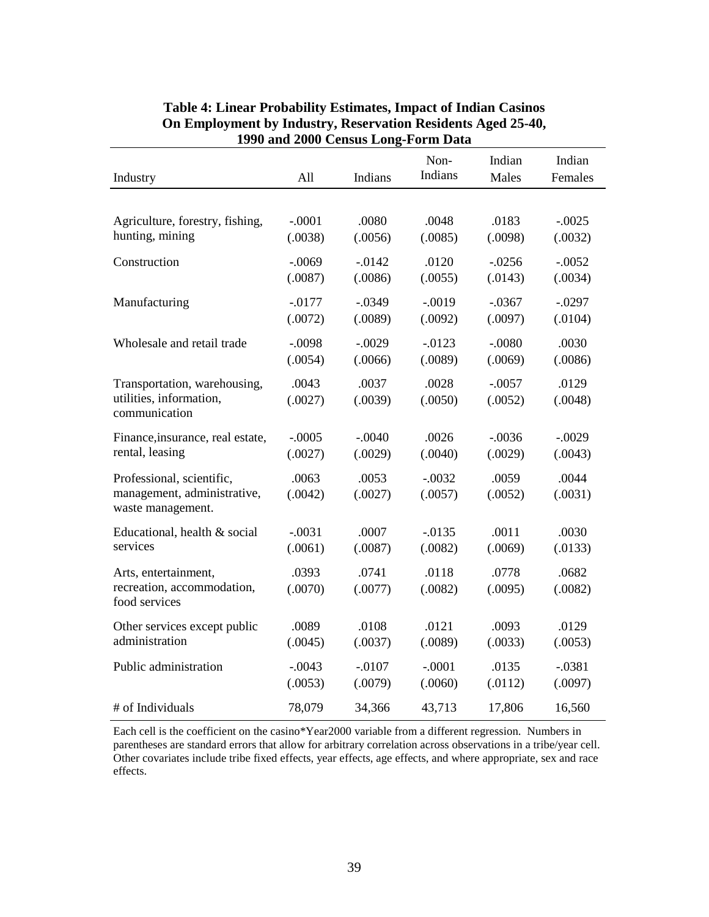**Table 4: Linear Probability Estimates, Impact of Indian Casinos On Employment by Industry, Reservation Residents Aged 25-40, 1990 and 2000 Census Long-Form Data**

| Industry | All | Indians | Non-Indians | Indian Males | Indian Females |
|---|---|---|---|---|---|
| Agriculture, forestry, fishing, hunting, mining | -.0001 | .0080 | .0048 | .0183 | -.0025 |
| | (.0038) | (.0056) | (.0085) | (.0098) | (.0032) |
| Construction | -.0069 | -.0142 | .0120 | -.0256 | -.0052 |
| | (.0087) | (.0086) | (.0055) | (.0143) | (.0034) |
| Manufacturing | -.0177 | -.0349 | -.0019 | -.0367 | -.0297 |
| | (.0072) | (.0089) | (.0092) | (.0097) | (.0104) |
| Wholesale and retail trade | -.0098 | -.0029 | -.0123 | -.0080 | .0030 |
| | (.0054) | (.0066) | (.0089) | (.0069) | (.0086) |
| Transportation, warehousing, utilities, information, communication | .0043 | .0037 | .0028 | -.0057 | .0129 |
| | (.0027) | (.0039) | (.0050) | (.0052) | (.0048) |
| Finance,insurance, real estate, rental, leasing | -.0005 | -.0040 | .0026 | -.0036 | -.0029 |
| | (.0027) | (.0029) | (.0040) | (.0029) | (.0043) |
| Professional, scientific, management, administrative, waste management. | .0063 | .0053 | -.0032 | .0059 | .0044 |
| | (.0042) | (.0027) | (.0057) | (.0052) | (.0031) |
| Educational, health & social services | -.0031 | .0007 | -.0135 | .0011 | .0030 |
| | (.0061) | (.0087) | (.0082) | (.0069) | (.0133) |
| Arts, entertainment, recreation, accommodation, food services | .0393 | .0741 | .0118 | .0778 | .0682 |
| | (.0070) | (.0077) | (.0082) | (.0095) | (.0082) |
| Other services except public administration | .0089 | .0108 | .0121 | .0093 | .0129 |
| | (.0045) | (.0037) | (.0089) | (.0033) | (.0053) |
| Public administration | -.0043 | -.0107 | -.0001 | .0135 | -.0381 |
| | (.0053) | (.0079) | (.0060) | (.0112) | (.0097) |
| # of Individuals | 78,079 | 34,366 | 43,713 | 17,806 | 16,560 |

Each cell is the coefficient on the casino*Year2000 variable from a different regression. Numbers in parentheses are standard errors that allow for arbitrary correlation across observations in a tribe/year cell. Other covariates include tribe fixed effects, year effects, age effects, and where appropriate, sex and race effects.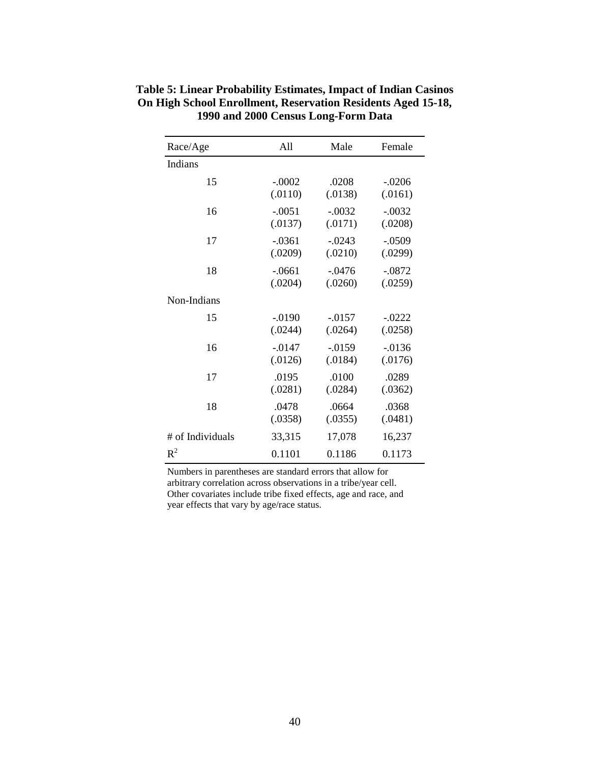**Table 5: Linear Probability Estimates, Impact of Indian Casinos On High School Enrollment, Reservation Residents Aged 15-18, 1990 and 2000 Census Long-Form Data**

| Race/Age | All | Male | Female |
|---|---|---|---|
| Indians | | | |
| 15 | -.0002<br>(.0110) | .0208<br>(.0138) | -.0206<br>(.0161) |
| 16 | -.0051<br>(.0137) | -.0032<br>(.0171) | -.0032<br>(.0208) |
| 17 | -.0361<br>(.0209) | -.0243<br>(.0210) | -.0509<br>(.0299) |
| 18 | -.0661<br>(.0204) | -.0476<br>(.0260) | -.0872<br>(.0259) |
| Non-Indians | | | |
| 15 | -.0190<br>(.0244) | -.0157<br>(.0264) | -.0222<br>(.0258) |
| 16 | -.0147<br>(.0126) | -.0159<br>(.0184) | -.0136<br>(.0176) |
| 17 | .0195<br>(.0281) | .0100<br>(.0284) | .0289<br>(.0362) |
| 18 | .0478<br>(.0358) | .0664<br>(.0355) | .0368<br>(.0481) |
| # of Individuals | 33,315 | 17,078 | 16,237 |
| $R^2$ | 0.1101 | 0.1186 | 0.1173 |

Numbers in parentheses are standard errors that allow for arbitrary correlation across observations in a tribe/year cell. Other covariates include tribe fixed effects, age and race, and year effects that vary by age/race status.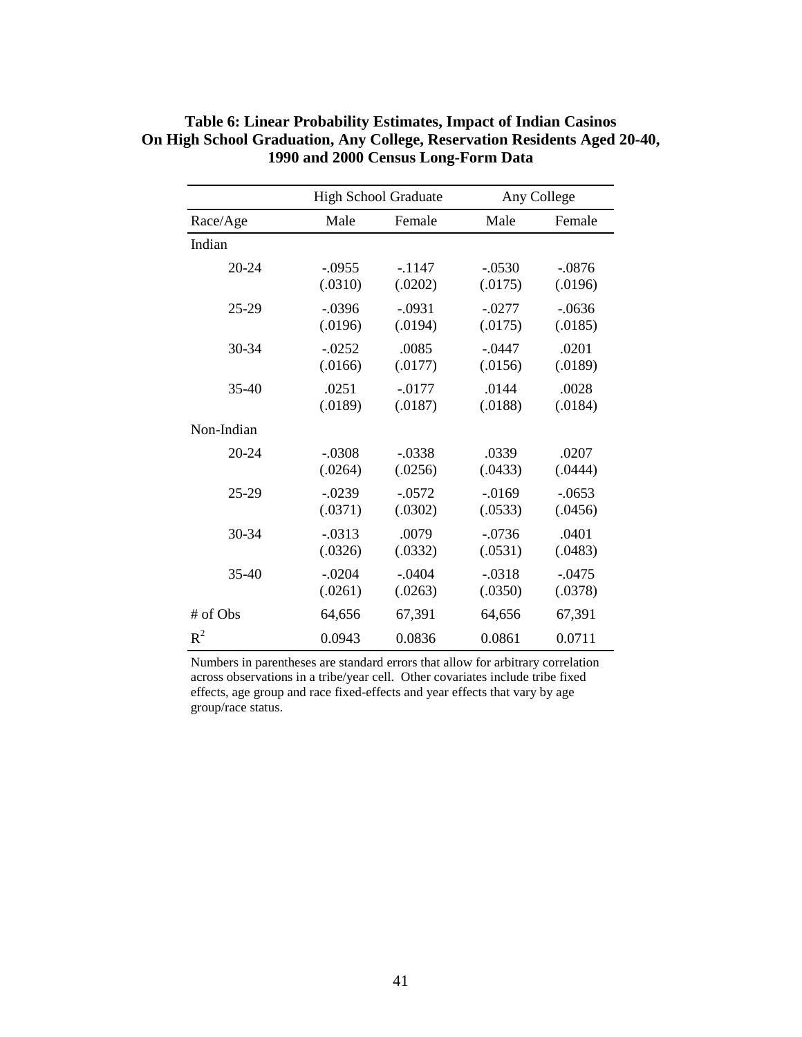**Table 6: Linear Probability Estimates, Impact of Indian Casinos On High School Graduation, Any College, Reservation Residents Aged 20-40, 1990 and 2000 Census Long-Form Data**

| | High School Graduate | | Any College | |
|---|---|---|---|---|
| Race/Age | Male | Female | Male | Female |
| Indian | | | | |
| 20-24 | -.0955 | -.1147 | -.0530 | -.0876 |
| | (.0310) | (.0202) | (.0175) | (.0196) |
| 25-29 | -.0396 | -.0931 | -.0277 | -.0636 |
| | (.0196) | (.0194) | (.0175) | (.0185) |
| 30-34 | -.0252 | .0085 | -.0447 | .0201 |
| | (.0166) | (.0177) | (.0156) | (.0189) |
| 35-40 | .0251 | -.0177 | .0144 | .0028 |
| | (.0189) | (.0187) | (.0188) | (.0184) |
| Non-Indian | | | | |
| 20-24 | -.0308 | -.0338 | .0339 | .0207 |
| | (.0264) | (.0256) | (.0433) | (.0444) |
| 25-29 | -.0239 | -.0572 | -.0169 | -.0653 |
| | (.0371) | (.0302) | (.0533) | (.0456) |
| 30-34 | -.0313 | .0079 | -.0736 | .0401 |
| | (.0326) | (.0332) | (.0531) | (.0483) |
| 35-40 | -.0204 | -.0404 | -.0318 | -.0475 |
| | (.0261) | (.0263) | (.0350) | (.0378) |
| # of Obs | 64,656 | 67,391 | 64,656 | 67,391 |
| $R^2$ | 0.0943 | 0.0836 | 0.0861 | 0.0711 |

Numbers in parentheses are standard errors that allow for arbitrary correlation across observations in a tribe/year cell. Other covariates include tribe fixed effects, age group and race fixed-effects and year effects that vary by age group/race status.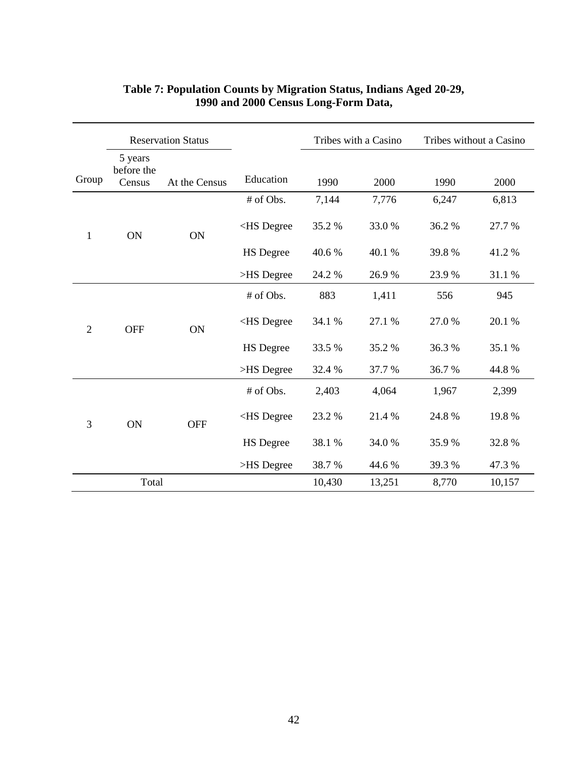**Table 7: Population Counts by Migration Status, Indians Aged 20-29, 1990 and 2000 Census Long-Form Data,**

| | Reservation Status | | | Tribes with a Casino | | Tribes without a Casino | |
|---|---|---|---|---|---|---|---|
| Group | 5 years before the Census | At the Census | Education | 1990 | 2000 | 1990 | 2000 |
| 1 | ON | ON | # of Obs. | 7,144 | 7,776 | 6,247 | 6,813 |
| | | | <HS Degree | 35.2 % | 33.0 % | 36.2 % | 27.7 % |
| | | | HS Degree | 40.6 % | 40.1 % | 39.8 % | 41.2 % |
| | | | >HS Degree | 24.2 % | 26.9 % | 23.9 % | 31.1 % |
| 2 | OFF | ON | # of Obs. | 883 | 1,411 | 556 | 945 |
| | | | <HS Degree | 34.1 % | 27.1 % | 27.0 % | 20.1 % |
| | | | HS Degree | 33.5 % | 35.2 % | 36.3 % | 35.1 % |
| | | | >HS Degree | 32.4 % | 37.7 % | 36.7 % | 44.8 % |
| 3 | ON | OFF | # of Obs. | 2,403 | 4,064 | 1,967 | 2,399 |
| | | | <HS Degree | 23.2 % | 21.4 % | 24.8 % | 19.8 % |
| | | | HS Degree | 38.1 % | 34.0 % | 35.9 % | 32.8 % |
| | | | >HS Degree | 38.7 % | 44.6 % | 39.3 % | 47.3 % |
| Total | | | | 10,430 | 13,251 | 8,770 | 10,157 |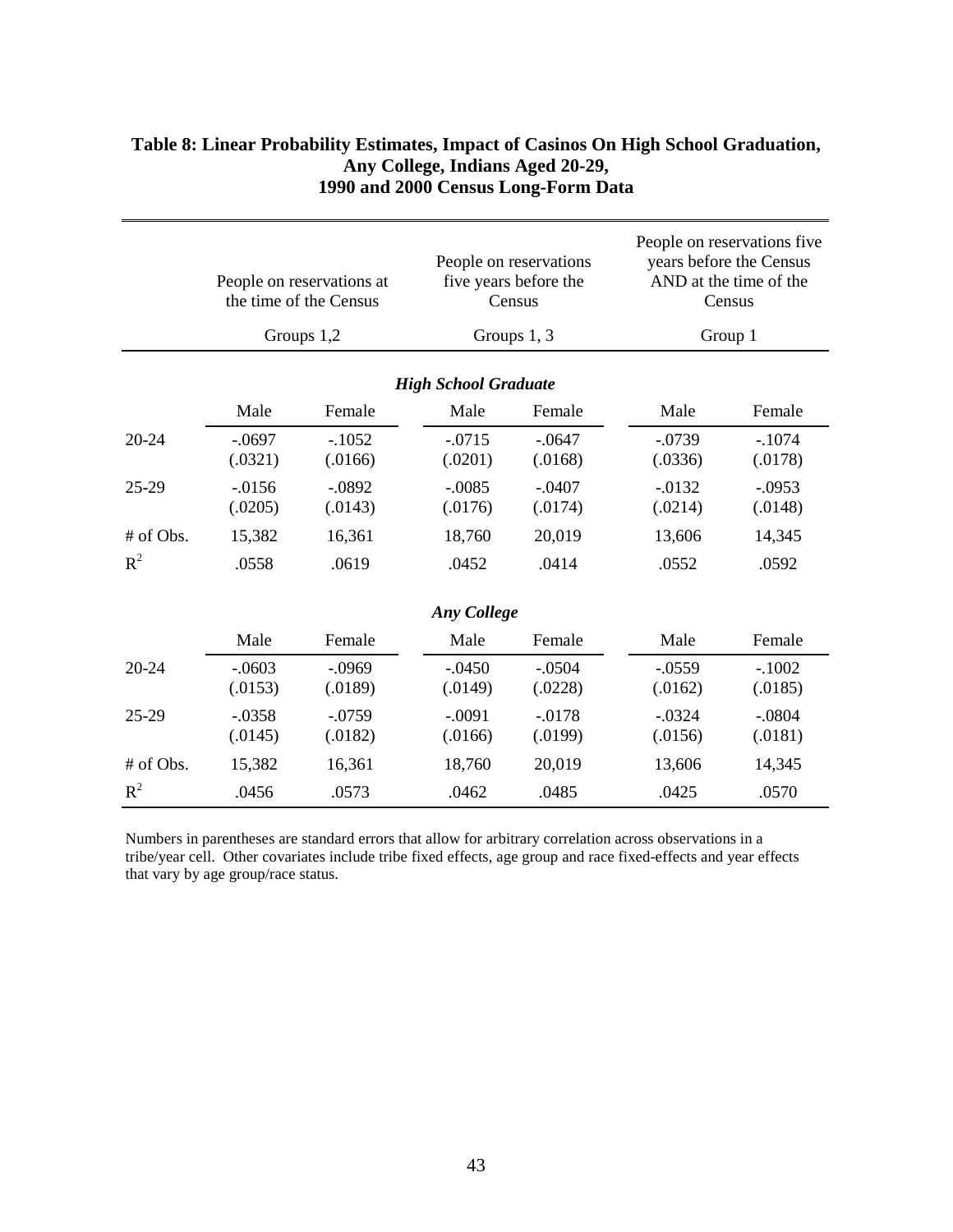**Table 8: Linear Probability Estimates, Impact of Casinos On High School Graduation, Any College, Indians Aged 20-29, 1990 and 2000 Census Long-Form Data**

| | People on reservations at the time of the Census | | People on reservations five years before the Census | | People on reservations five years before the Census AND at the time of the Census | |
|---|---|---|---|---|---|---|
| | Groups 1,2 | | Groups 1, 3 | | Group 1 | |
| ***High School Graduate*** | | | | | | |
| | Male | Female | Male | Female | Male | Female |
| 20-24 | -.0697 | -.1052 | -.0715 | -.0647 | -.0739 | -.1074 |
| | (.0321) | (.0166) | (.0201) | (.0168) | (.0336) | (.0178) |
| 25-29 | -.0156 | -.0892 | -.0085 | -.0407 | -.0132 | -.0953 |
| | (.0205) | (.0143) | (.0176) | (.0174) | (.0214) | (.0148) |
| # of Obs. | 15,382 | 16,361 | 18,760 | 20,019 | 13,606 | 14,345 |
| $R^2$ | .0558 | .0619 | .0452 | .0414 | .0552 | .0592 |
| ***Any College*** | | | | | | |
| | Male | Female | Male | Female | Male | Female |
| 20-24 | -.0603 | -.0969 | -.0450 | -.0504 | -.0559 | -.1002 |
| | (.0153) | (.0189) | (.0149) | (.0228) | (.0162) | (.0185) |
| 25-29 | -.0358 | -.0759 | -.0091 | -.0178 | -.0324 | -.0804 |
| | (.0145) | (.0182) | (.0166) | (.0199) | (.0156) | (.0181) |
| # of Obs. | 15,382 | 16,361 | 18,760 | 20,019 | 13,606 | 14,345 |
| $R^2$ | .0456 | .0573 | .0462 | .0485 | .0425 | .0570 |

Numbers in parentheses are standard errors that allow for arbitrary correlation across observations in a tribe/year cell. Other covariates include tribe fixed effects, age group and race fixed-effects and year effects that vary by age group/race status.